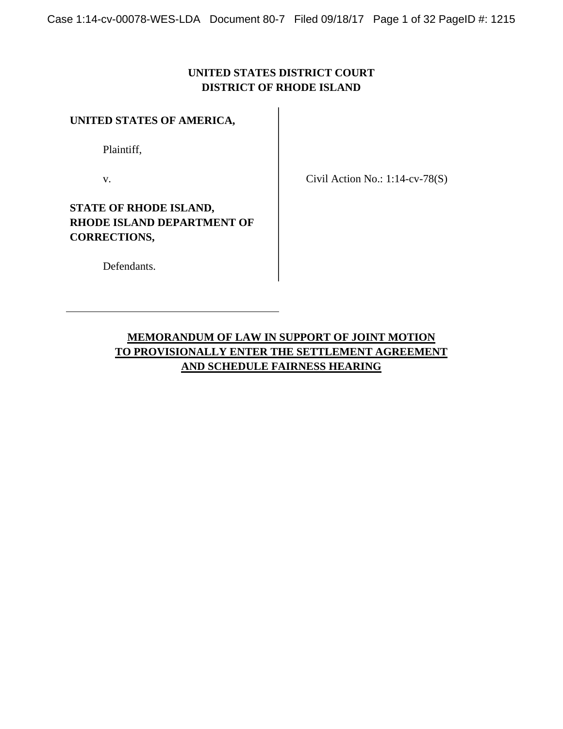**UNITED STATES DISTRICT COURT**
**DISTRICT OF RHODE ISLAND**

**UNITED STATES OF AMERICA,**

Plaintiff,

v.

**STATE OF RHODE ISLAND, RHODE ISLAND DEPARTMENT OF CORRECTIONS,**

Defendants.

Civil Action No.: 1:14-cv-78(S)

**MEMORANDUM OF LAW IN SUPPORT OF JOINT MOTION TO PROVISIONALLY ENTER THE SETTLEMENT AGREEMENT AND SCHEDULE FAIRNESS HEARING**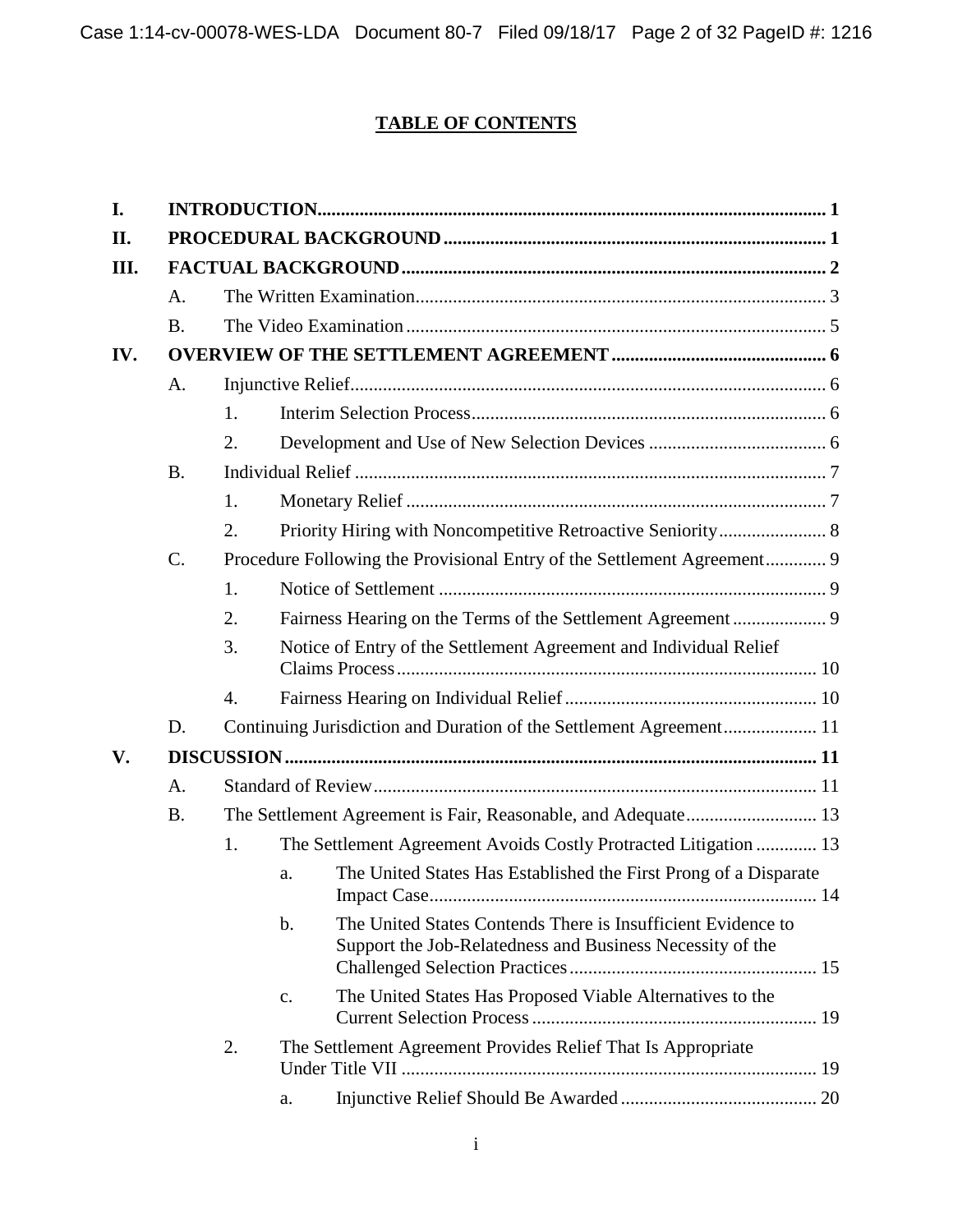# TABLE OF CONTENTS

| | | | | |
|---|---|---|---|---|
| I. | INTRODUCTION | | | 1 |
| II. | PROCEDURAL BACKGROUND | | | 1 |
| III. | FACTUAL BACKGROUND | | | 2 |
| | A. | The Written Examination | | 3 |
| | B. | The Video Examination | | 5 |
| IV. | OVERVIEW OF THE SETTLEMENT AGREEMENT | | | 6 |
| | A. | Injunctive Relief | | 6 |
| | | 1. | Interim Selection Process | 6 |
| | | 2. | Development and Use of New Selection Devices | 6 |
| | B. | Individual Relief | | 7 |
| | | 1. | Monetary Relief | 7 |
| | | 2. | Priority Hiring with Noncompetitive Retroactive Seniority | 8 |
| | C. | Procedure Following the Provisional Entry of the Settlement Agreement | | 9 |
| | | 1. | Notice of Settlement | 9 |
| | | 2. | Fairness Hearing on the Terms of the Settlement Agreement | 9 |
| | | 3. | Notice of Entry of the Settlement Agreement and Individual Relief Claims Process | 10 |
| | | 4. | Fairness Hearing on Individual Relief | 10 |
| | D. | Continuing Jurisdiction and Duration of the Settlement Agreement | | 11 |
| V. | DISCUSSION | | | 11 |
| | A. | Standard of Review | | 11 |
| | B. | The Settlement Agreement is Fair, Reasonable, and Adequate | | 13 |
| | | 1. | The Settlement Agreement Avoids Costly Protracted Litigation | 13 |
| | | | a. The United States Has Established the First Prong of a Disparate Impact Case | 14 |
| | | | b. The United States Contends There is Insufficient Evidence to Support the Job-Relatedness and Business Necessity of the Challenged Selection Practices | 15 |
| | | | c. The United States Has Proposed Viable Alternatives to the Current Selection Process | 19 |
| | | 2. | The Settlement Agreement Provides Relief That Is Appropriate Under Title VII | 19 |
| | | | a. Injunctive Relief Should Be Awarded | 20 |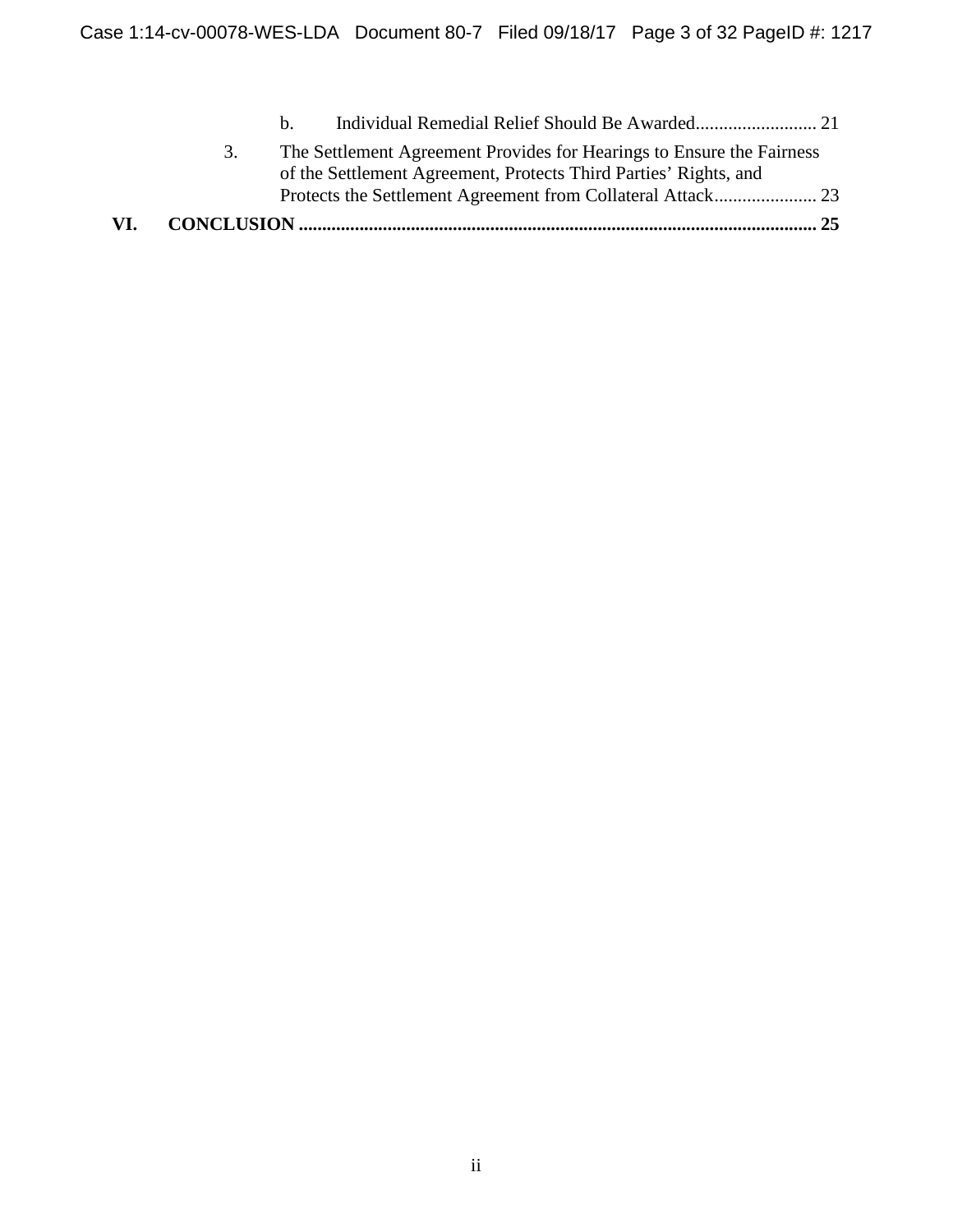b. Individual Remedial Relief Should Be Awarded.......................... 21

3. The Settlement Agreement Provides for Hearings to Ensure the Fairness of the Settlement Agreement, Protects Third Parties' Rights, and Protects the Settlement Agreement from Collateral Attack...................... 23

**VI. CONCLUSION ............................................................................................................ 25**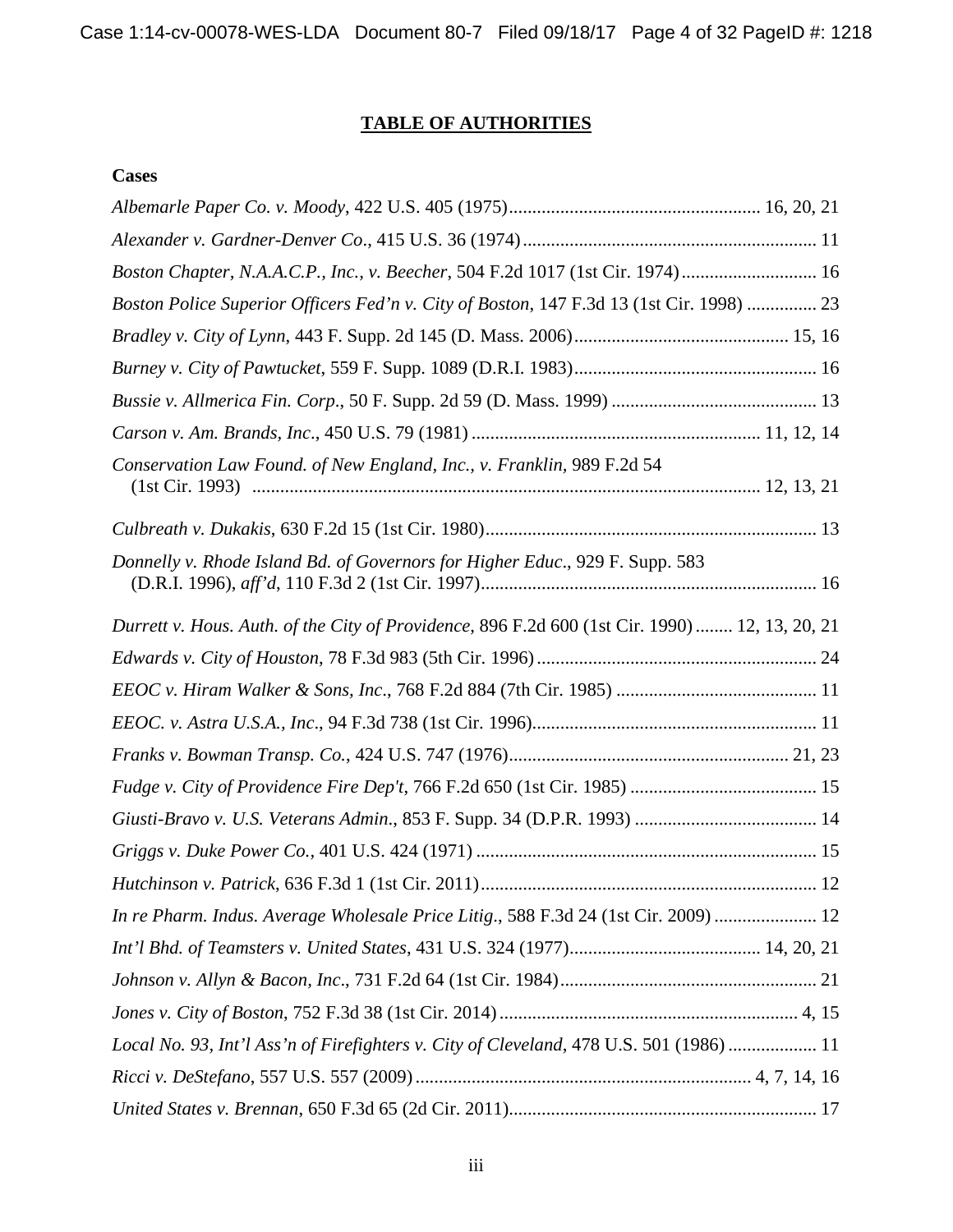# TABLE OF AUTHORITIES

**Cases**

*Albemarle Paper Co. v. Moody*, 422 U.S. 405 (1975) ..................................................... 16, 20, 21

*Alexander v. Gardner-Denver Co*., 415 U.S. 36 (1974) .............................................................. 11

*Boston Chapter, N.A.A.C.P., Inc., v. Beecher*, 504 F.2d 1017 (1st Cir. 1974) ............................ 16

*Boston Police Superior Officers Fed'n v. City of Boston*, 147 F.3d 13 (1st Cir. 1998) ............... 23

*Bradley v. City of Lynn*, 443 F. Supp. 2d 145 (D. Mass. 2006) ............................................. 15, 16

*Burney v. City of Pawtucket*, 559 F. Supp. 1089 (D.R.I. 1983) .................................................... 16

*Bussie v. Allmerica Fin. Corp*., 50 F. Supp. 2d 59 (D. Mass. 1999) ............................................ 13

*Carson v. Am. Brands, Inc*., 450 U.S. 79 (1981) ............................................................. 11, 12, 14

*Conservation Law Found. of New England, Inc., v. Franklin*, 989 F.2d 54 (1st Cir. 1993) ........................................................................................................... 12, 13, 21

*Culbreath v. Dukakis*, 630 F.2d 15 (1st Cir. 1980) ...................................................................... 13

*Donnelly v. Rhode Island Bd. of Governors for Higher Educ*., 929 F. Supp. 583 (D.R.I. 1996), *aff'd*, 110 F.3d 2 (1st Cir. 1997) ....................................................................... 16

*Durrett v. Hous. Auth. of the City of Providence*, 896 F.2d 600 (1st Cir. 1990) ........ 12, 13, 20, 21

*Edwards v. City of Houston*, 78 F.3d 983 (5th Cir. 1996) ............................................................ 24

*EEOC v. Hiram Walker & Sons, Inc.*, 768 F.2d 884 (7th Cir. 1985) ........................................... 11

*EEOC. v. Astra U.S.A., Inc*., 94 F.3d 738 (1st Cir. 1996) ............................................................. 11

*Franks v. Bowman Transp. Co.*, 424 U.S. 747 (1976) ............................................................ 21, 23

*Fudge v. City of Providence Fire Dep't*, 766 F.2d 650 (1st Cir. 1985) ........................................ 15

*Giusti-Bravo v. U.S. Veterans Admin*., 853 F. Supp. 34 (D.P.R. 1993) ....................................... 14

*Griggs v. Duke Power Co.*, 401 U.S. 424 (1971) ......................................................................... 15

*Hutchinson v. Patrick*, 636 F.3d 1 (1st Cir. 2011) ........................................................................ 12

*In re Pharm. Indus. Average Wholesale Price Litig*., 588 F.3d 24 (1st Cir. 2009) ...................... 12

*Int'l Bhd. of Teamsters v. United States*, 431 U.S. 324 (1977) ......................................... 14, 20, 21

*Johnson v. Allyn & Bacon, Inc*., 731 F.2d 64 (1st Cir. 1984) ....................................................... 21

*Jones v. City of Boston*, 752 F.3d 38 (1st Cir. 2014) ................................................................ 4, 15

*Local No. 93, Int'l Ass'n of Firefighters v. City of Cleveland*, 478 U.S. 501 (1986) ................... 11

*Ricci v. DeStefano*, 557 U.S. 557 (2009) ........................................................................ 4, 7, 14, 16

*United States v. Brennan*, 650 F.3d 65 (2d Cir. 2011) .................................................................. 17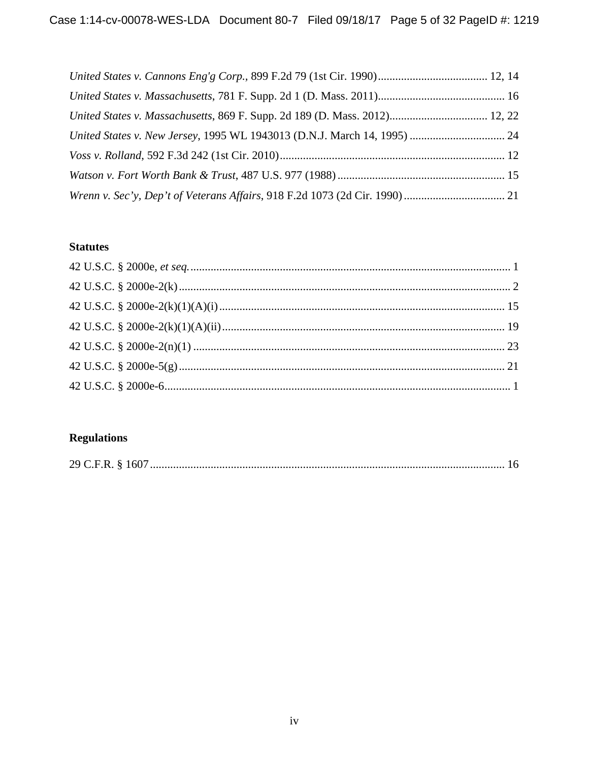*United States v. Cannons Eng'g Corp.*, 899 F.2d 79 (1st Cir. 1990) ...................................... 12, 14

*United States v. Massachusetts*, 781 F. Supp. 2d 1 (D. Mass. 2011) ............................................ 16

*United States v. Massachusetts*, 869 F. Supp. 2d 189 (D. Mass. 2012) .................................. 12, 22

*United States v. New Jersey*, 1995 WL 1943013 (D.N.J. March 14, 1995) ................................. 24

*Voss v. Rolland*, 592 F.3d 242 (1st Cir. 2010) .............................................................................. 12

*Watson v. Fort Worth Bank & Trust*, 487 U.S. 977 (1988) .......................................................... 15

*Wrenn v. Sec'y, Dep't of Veterans Affairs*, 918 F.2d 1073 (2d Cir. 1990) ................................... 21

**Statutes**

42 U.S.C. § 2000e, *et seq.* ............................................................................................................... 1

42 U.S.C. § 2000e-2(k) ................................................................................................................... 2

42 U.S.C. § 2000e-2(k)(1)(A)(i) .................................................................................................. 15

42 U.S.C. § 2000e-2(k)(1)(A)(ii) ................................................................................................. 19

42 U.S.C. § 2000e-2(n)(1) ........................................................................................................... 23

42 U.S.C. § 2000e-5(g) ................................................................................................................ 21

42 U.S.C. § 2000e-6 ....................................................................................................................... 1

**Regulations**

29 C.F.R. § 1607 ........................................................................................................................... 16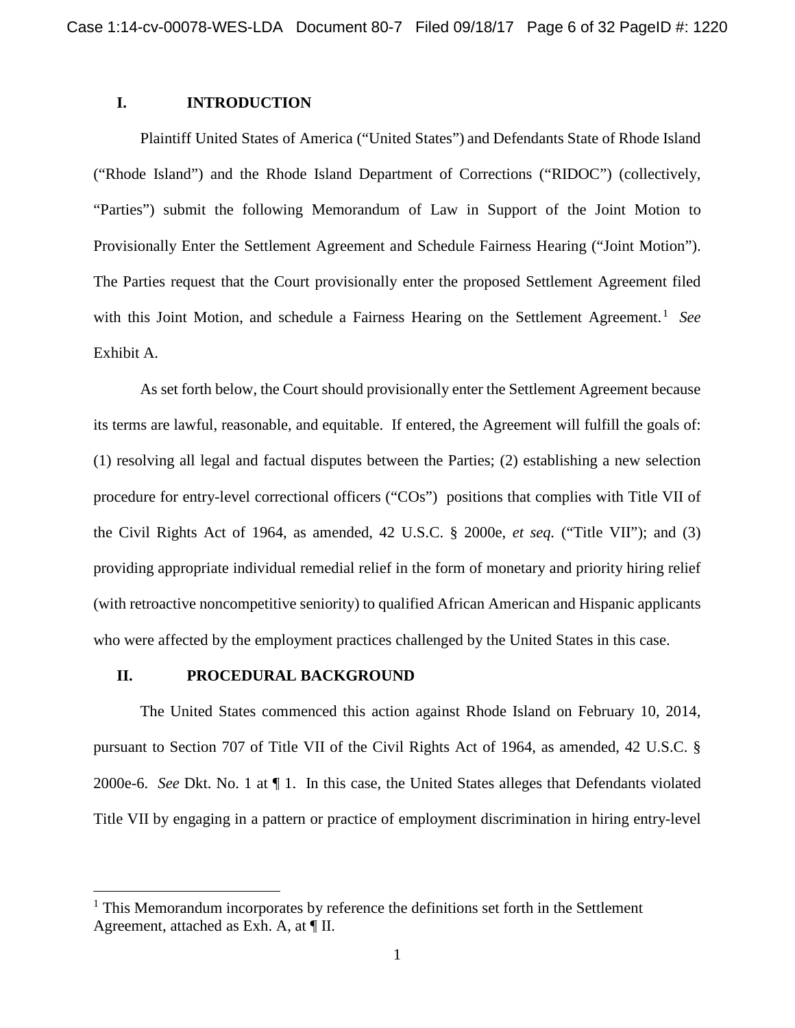## I. INTRODUCTION

Plaintiff United States of America ("United States") and Defendants State of Rhode Island ("Rhode Island") and the Rhode Island Department of Corrections ("RIDOC") (collectively, "Parties") submit the following Memorandum of Law in Support of the Joint Motion to Provisionally Enter the Settlement Agreement and Schedule Fairness Hearing ("Joint Motion"). The Parties request that the Court provisionally enter the proposed Settlement Agreement filed with this Joint Motion, and schedule a Fairness Hearing on the Settlement Agreement.[1] *See* Exhibit A.

As set forth below, the Court should provisionally enter the Settlement Agreement because its terms are lawful, reasonable, and equitable. If entered, the Agreement will fulfill the goals of: (1) resolving all legal and factual disputes between the Parties; (2) establishing a new selection procedure for entry-level correctional officers ("COs") positions that complies with Title VII of the Civil Rights Act of 1964, as amended, 42 U.S.C. § 2000e, *et seq.* ("Title VII"); and (3) providing appropriate individual remedial relief in the form of monetary and priority hiring relief (with retroactive noncompetitive seniority) to qualified African American and Hispanic applicants who were affected by the employment practices challenged by the United States in this case.

## II. PROCEDURAL BACKGROUND

The United States commenced this action against Rhode Island on February 10, 2014, pursuant to Section 707 of Title VII of the Civil Rights Act of 1964, as amended, 42 U.S.C. § 2000e-6. *See* Dkt. No. 1 at ¶ 1. In this case, the United States alleges that Defendants violated Title VII by engaging in a pattern or practice of employment discrimination in hiring entry-level

[1] This Memorandum incorporates by reference the definitions set forth in the Settlement Agreement, attached as Exh. A, at ¶ II.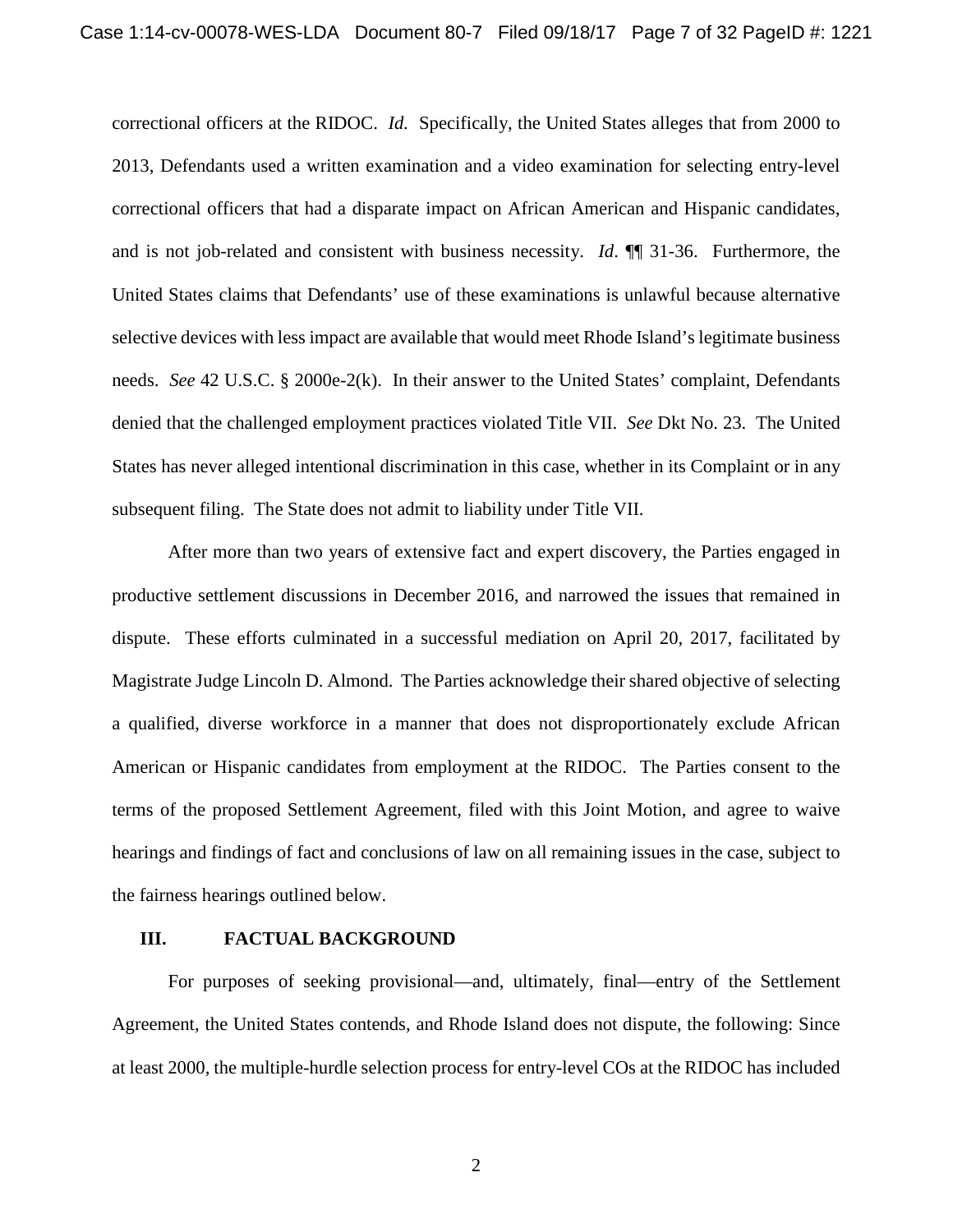correctional officers at the RIDOC. *Id.* Specifically, the United States alleges that from 2000 to 2013, Defendants used a written examination and a video examination for selecting entry-level correctional officers that had a disparate impact on African American and Hispanic candidates, and is not job-related and consistent with business necessity. *Id*. ¶¶ 31-36. Furthermore, the United States claims that Defendants' use of these examinations is unlawful because alternative selective devices with less impact are available that would meet Rhode Island's legitimate business needs. *See* 42 U.S.C. § 2000e-2(k). In their answer to the United States' complaint, Defendants denied that the challenged employment practices violated Title VII. *See* Dkt No. 23. The United States has never alleged intentional discrimination in this case, whether in its Complaint or in any subsequent filing. The State does not admit to liability under Title VII.

After more than two years of extensive fact and expert discovery, the Parties engaged in productive settlement discussions in December 2016, and narrowed the issues that remained in dispute. These efforts culminated in a successful mediation on April 20, 2017, facilitated by Magistrate Judge Lincoln D. Almond. The Parties acknowledge their shared objective of selecting a qualified, diverse workforce in a manner that does not disproportionately exclude African American or Hispanic candidates from employment at the RIDOC. The Parties consent to the terms of the proposed Settlement Agreement, filed with this Joint Motion, and agree to waive hearings and findings of fact and conclusions of law on all remaining issues in the case, subject to the fairness hearings outlined below.

## III. FACTUAL BACKGROUND

For purposes of seeking provisional—and, ultimately, final—entry of the Settlement Agreement, the United States contends, and Rhode Island does not dispute, the following: Since at least 2000, the multiple-hurdle selection process for entry-level COs at the RIDOC has included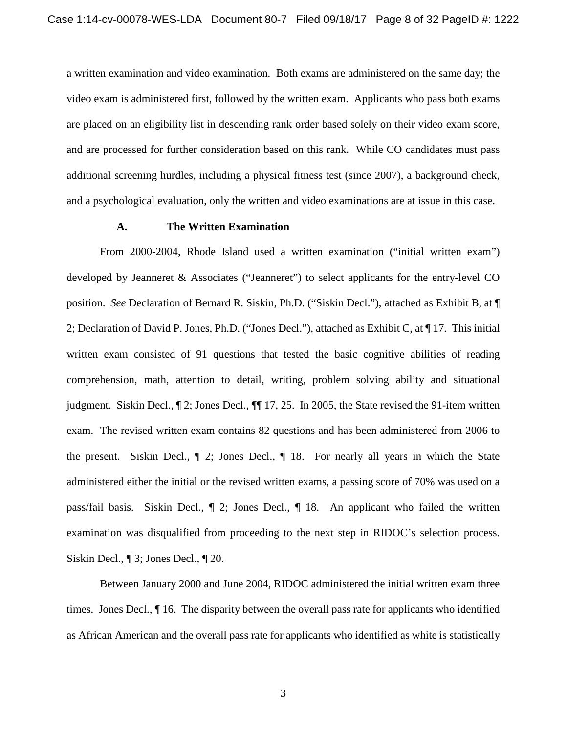a written examination and video examination. Both exams are administered on the same day; the video exam is administered first, followed by the written exam. Applicants who pass both exams are placed on an eligibility list in descending rank order based solely on their video exam score, and are processed for further consideration based on this rank. While CO candidates must pass additional screening hurdles, including a physical fitness test (since 2007), a background check, and a psychological evaluation, only the written and video examinations are at issue in this case.

### A. The Written Examination

From 2000-2004, Rhode Island used a written examination ("initial written exam") developed by Jeanneret & Associates ("Jeanneret") to select applicants for the entry-level CO position. *See* Declaration of Bernard R. Siskin, Ph.D. ("Siskin Decl."), attached as Exhibit B, at ¶ 2; Declaration of David P. Jones, Ph.D. ("Jones Decl."), attached as Exhibit C, at ¶ 17. This initial written exam consisted of 91 questions that tested the basic cognitive abilities of reading comprehension, math, attention to detail, writing, problem solving ability and situational judgment. Siskin Decl., ¶ 2; Jones Decl., ¶¶ 17, 25. In 2005, the State revised the 91-item written exam. The revised written exam contains 82 questions and has been administered from 2006 to the present. Siskin Decl., ¶ 2; Jones Decl., ¶ 18. For nearly all years in which the State administered either the initial or the revised written exams, a passing score of 70% was used on a pass/fail basis. Siskin Decl., ¶ 2; Jones Decl., ¶ 18. An applicant who failed the written examination was disqualified from proceeding to the next step in RIDOC's selection process. Siskin Decl., ¶ 3; Jones Decl., ¶ 20.

Between January 2000 and June 2004, RIDOC administered the initial written exam three times. Jones Decl., ¶ 16. The disparity between the overall pass rate for applicants who identified as African American and the overall pass rate for applicants who identified as white is statistically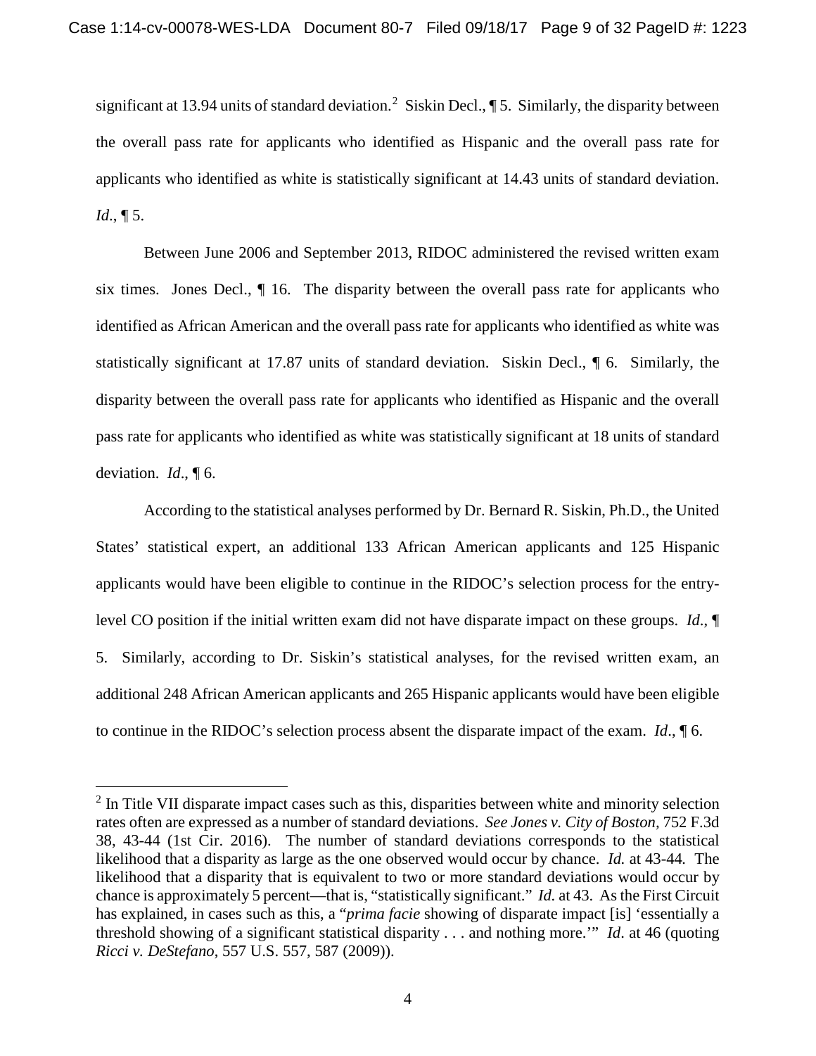significant at 13.94 units of standard deviation.[2] Siskin Decl., ¶ 5. Similarly, the disparity between the overall pass rate for applicants who identified as Hispanic and the overall pass rate for applicants who identified as white is statistically significant at 14.43 units of standard deviation. *Id*., ¶ 5.

Between June 2006 and September 2013, RIDOC administered the revised written exam six times. Jones Decl., ¶ 16. The disparity between the overall pass rate for applicants who identified as African American and the overall pass rate for applicants who identified as white was statistically significant at 17.87 units of standard deviation. Siskin Decl., ¶ 6. Similarly, the disparity between the overall pass rate for applicants who identified as Hispanic and the overall pass rate for applicants who identified as white was statistically significant at 18 units of standard deviation. *Id*., ¶ 6.

According to the statistical analyses performed by Dr. Bernard R. Siskin, Ph.D., the United States' statistical expert, an additional 133 African American applicants and 125 Hispanic applicants would have been eligible to continue in the RIDOC's selection process for the entry-level CO position if the initial written exam did not have disparate impact on these groups. *Id*., ¶ 5. Similarly, according to Dr. Siskin's statistical analyses, for the revised written exam, an additional 248 African American applicants and 265 Hispanic applicants would have been eligible to continue in the RIDOC's selection process absent the disparate impact of the exam. *Id*., ¶ 6.

---

[2] In Title VII disparate impact cases such as this, disparities between white and minority selection rates often are expressed as a number of standard deviations. *See Jones v. City of Boston*, 752 F.3d 38, 43-44 (1st Cir. 2016). The number of standard deviations corresponds to the statistical likelihood that a disparity as large as the one observed would occur by chance. *Id.* at 43-44*.* The likelihood that a disparity that is equivalent to two or more standard deviations would occur by chance is approximately 5 percent—that is, "statistically significant." *Id.* at 43. As the First Circuit has explained, in cases such as this, a "*prima facie* showing of disparate impact [is] 'essentially a threshold showing of a significant statistical disparity . . . and nothing more.'" *Id*. at 46 (quoting *Ricci v. DeStefano*, 557 U.S. 557, 587 (2009)).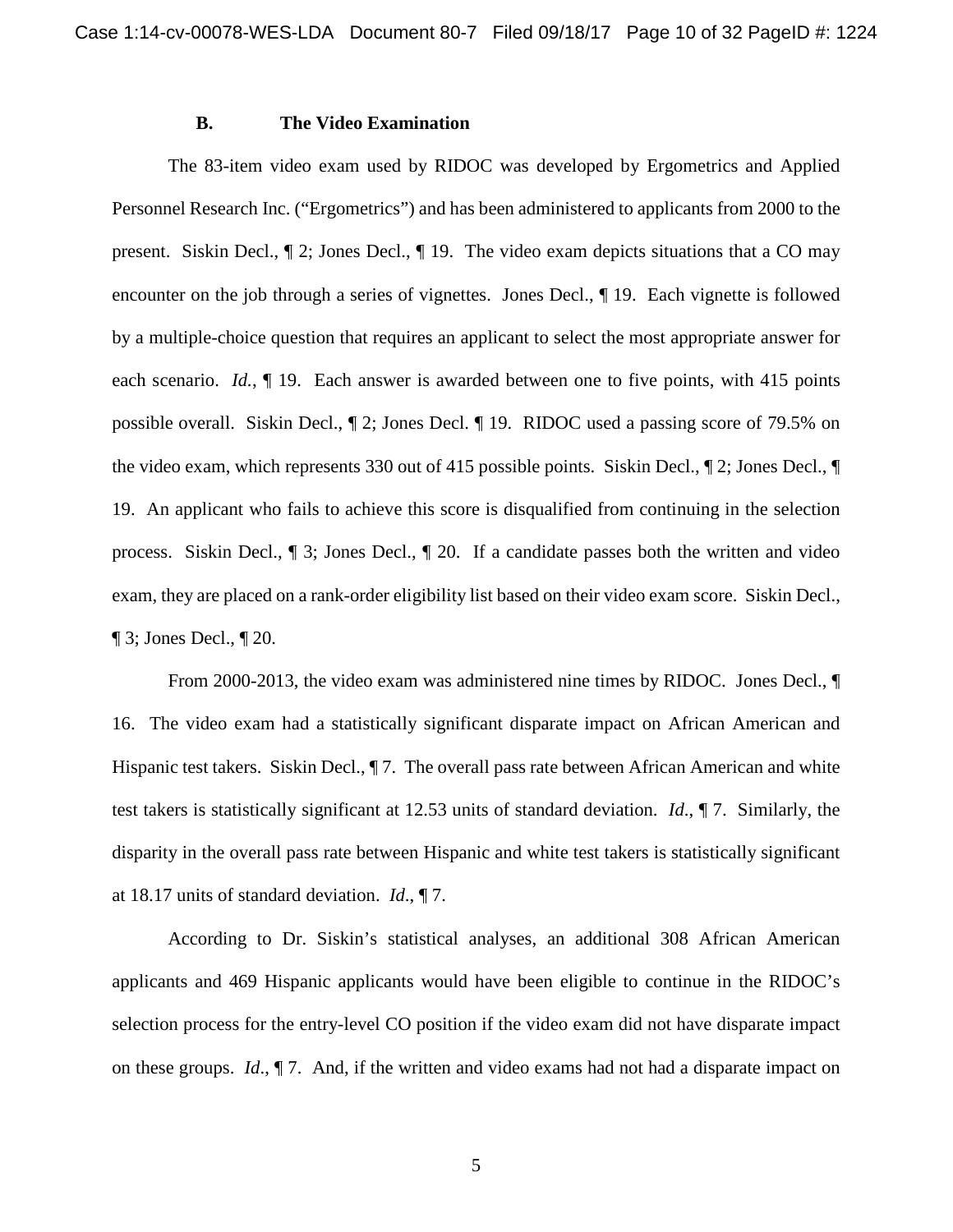### B. The Video Examination

The 83-item video exam used by RIDOC was developed by Ergometrics and Applied Personnel Research Inc. ("Ergometrics") and has been administered to applicants from 2000 to the present. Siskin Decl., ¶ 2; Jones Decl., ¶ 19. The video exam depicts situations that a CO may encounter on the job through a series of vignettes. Jones Decl., ¶ 19. Each vignette is followed by a multiple-choice question that requires an applicant to select the most appropriate answer for each scenario. *Id.*, ¶ 19. Each answer is awarded between one to five points, with 415 points possible overall. Siskin Decl., ¶ 2; Jones Decl. ¶ 19. RIDOC used a passing score of 79.5% on the video exam, which represents 330 out of 415 possible points. Siskin Decl., ¶ 2; Jones Decl., ¶ 19. An applicant who fails to achieve this score is disqualified from continuing in the selection process. Siskin Decl., ¶ 3; Jones Decl., ¶ 20. If a candidate passes both the written and video exam, they are placed on a rank-order eligibility list based on their video exam score. Siskin Decl., ¶ 3; Jones Decl., ¶ 20.

From 2000-2013, the video exam was administered nine times by RIDOC. Jones Decl., ¶ 16. The video exam had a statistically significant disparate impact on African American and Hispanic test takers. Siskin Decl., ¶ 7. The overall pass rate between African American and white test takers is statistically significant at 12.53 units of standard deviation. *Id*., ¶ 7. Similarly, the disparity in the overall pass rate between Hispanic and white test takers is statistically significant at 18.17 units of standard deviation. *Id*., ¶ 7.

According to Dr. Siskin's statistical analyses, an additional 308 African American applicants and 469 Hispanic applicants would have been eligible to continue in the RIDOC's selection process for the entry-level CO position if the video exam did not have disparate impact on these groups. *Id*., ¶ 7. And, if the written and video exams had not had a disparate impact on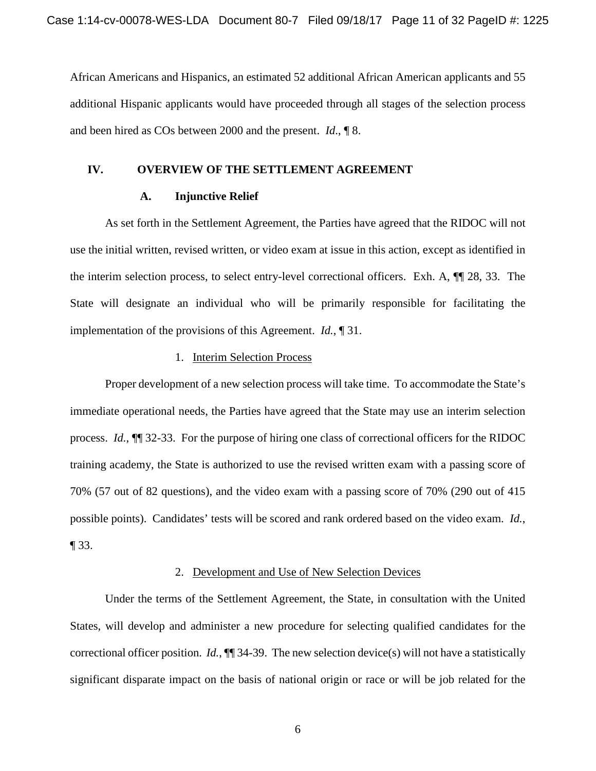African Americans and Hispanics, an estimated 52 additional African American applicants and 55 additional Hispanic applicants would have proceeded through all stages of the selection process and been hired as COs between 2000 and the present. *Id*., ¶ 8.

## IV. OVERVIEW OF THE SETTLEMENT AGREEMENT

### A. Injunctive Relief

As set forth in the Settlement Agreement, the Parties have agreed that the RIDOC will not use the initial written, revised written, or video exam at issue in this action, except as identified in the interim selection process, to select entry-level correctional officers. Exh. A, ¶¶ 28, 33. The State will designate an individual who will be primarily responsible for facilitating the implementation of the provisions of this Agreement. *Id.*, ¶ 31.

#### 1. Interim Selection Process

Proper development of a new selection process will take time. To accommodate the State's immediate operational needs, the Parties have agreed that the State may use an interim selection process. *Id.*, ¶¶ 32-33. For the purpose of hiring one class of correctional officers for the RIDOC training academy, the State is authorized to use the revised written exam with a passing score of 70% (57 out of 82 questions), and the video exam with a passing score of 70% (290 out of 415 possible points). Candidates' tests will be scored and rank ordered based on the video exam. *Id.*, ¶ 33.

#### 2. Development and Use of New Selection Devices

Under the terms of the Settlement Agreement, the State, in consultation with the United States, will develop and administer a new procedure for selecting qualified candidates for the correctional officer position. *Id.*, ¶¶ 34-39. The new selection device(s) will not have a statistically significant disparate impact on the basis of national origin or race or will be job related for the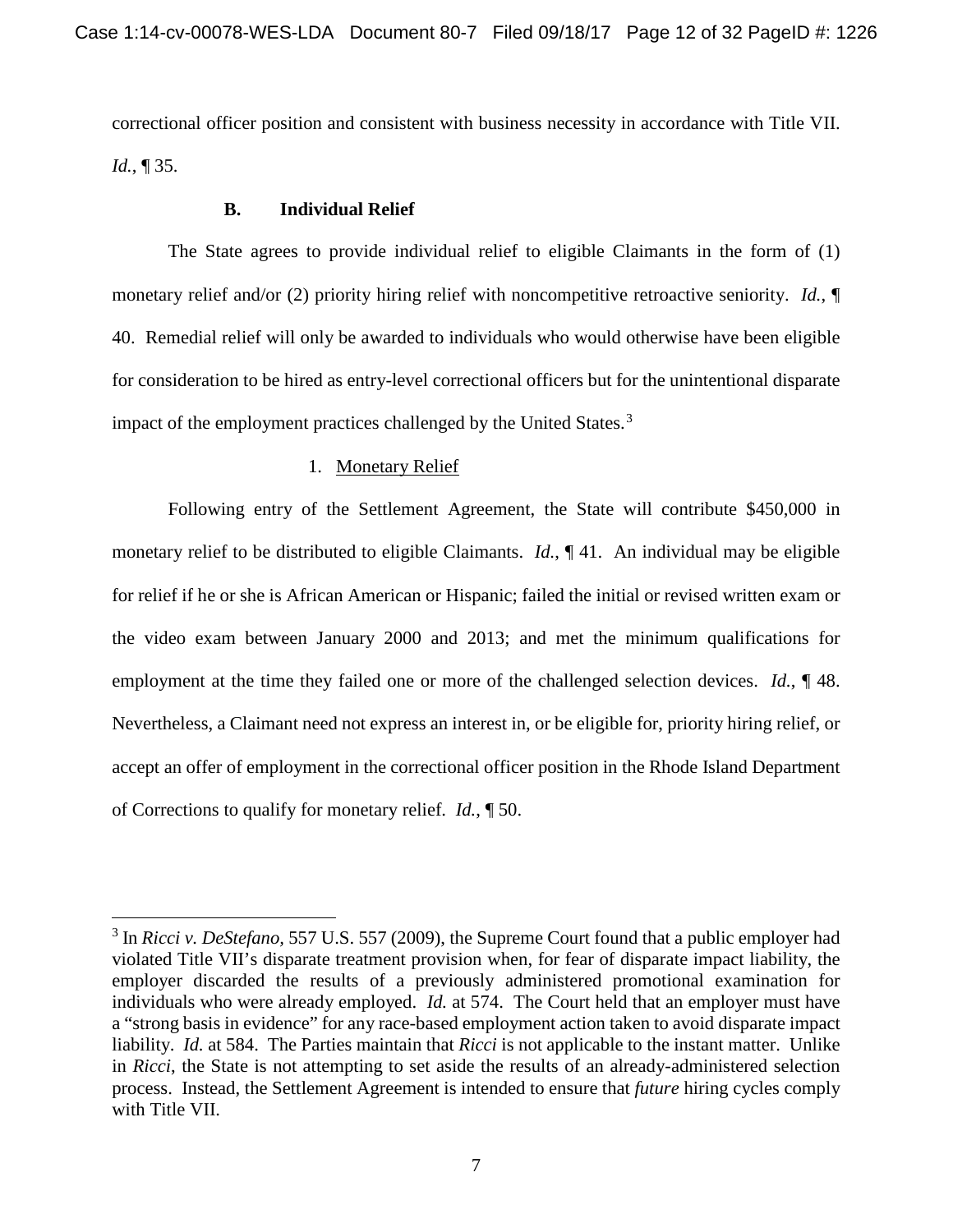correctional officer position and consistent with business necessity in accordance with Title VII. *Id.*, ¶ 35.

### B. Individual Relief

The State agrees to provide individual relief to eligible Claimants in the form of (1) monetary relief and/or (2) priority hiring relief with noncompetitive retroactive seniority. *Id.*, ¶ 40. Remedial relief will only be awarded to individuals who would otherwise have been eligible for consideration to be hired as entry-level correctional officers but for the unintentional disparate impact of the employment practices challenged by the United States.[3]

#### 1. Monetary Relief

Following entry of the Settlement Agreement, the State will contribute $450,000 in monetary relief to be distributed to eligible Claimants. *Id.*, ¶ 41. An individual may be eligible for relief if he or she is African American or Hispanic; failed the initial or revised written exam or the video exam between January 2000 and 2013; and met the minimum qualifications for employment at the time they failed one or more of the challenged selection devices. *Id.*, ¶ 48. Nevertheless, a Claimant need not express an interest in, or be eligible for, priority hiring relief, or accept an offer of employment in the correctional officer position in the Rhode Island Department of Corrections to qualify for monetary relief. *Id.*, ¶ 50.

---

[3] In *Ricci v. DeStefano*, 557 U.S. 557 (2009), the Supreme Court found that a public employer had violated Title VII's disparate treatment provision when, for fear of disparate impact liability, the employer discarded the results of a previously administered promotional examination for individuals who were already employed. *Id.* at 574. The Court held that an employer must have a "strong basis in evidence" for any race-based employment action taken to avoid disparate impact liability. *Id.* at 584. The Parties maintain that *Ricci* is not applicable to the instant matter. Unlike in *Ricci*, the State is not attempting to set aside the results of an already-administered selection process. Instead, the Settlement Agreement is intended to ensure that *future* hiring cycles comply with Title VII.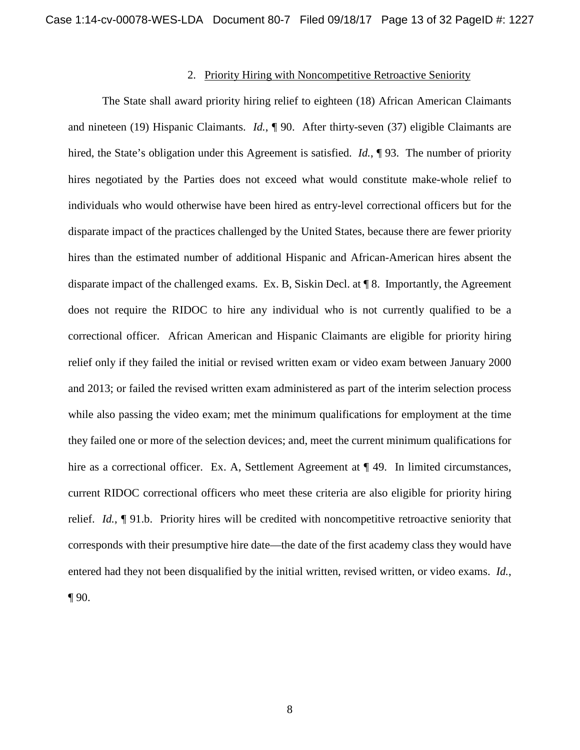### 2. Priority Hiring with Noncompetitive Retroactive Seniority

The State shall award priority hiring relief to eighteen (18) African American Claimants and nineteen (19) Hispanic Claimants. *Id.*, ¶ 90. After thirty-seven (37) eligible Claimants are hired, the State's obligation under this Agreement is satisfied. *Id.*, ¶ 93. The number of priority hires negotiated by the Parties does not exceed what would constitute make-whole relief to individuals who would otherwise have been hired as entry-level correctional officers but for the disparate impact of the practices challenged by the United States, because there are fewer priority hires than the estimated number of additional Hispanic and African-American hires absent the disparate impact of the challenged exams. Ex. B, Siskin Decl. at ¶ 8. Importantly, the Agreement does not require the RIDOC to hire any individual who is not currently qualified to be a correctional officer. African American and Hispanic Claimants are eligible for priority hiring relief only if they failed the initial or revised written exam or video exam between January 2000 and 2013; or failed the revised written exam administered as part of the interim selection process while also passing the video exam; met the minimum qualifications for employment at the time they failed one or more of the selection devices; and, meet the current minimum qualifications for hire as a correctional officer. Ex. A, Settlement Agreement at ¶ 49. In limited circumstances, current RIDOC correctional officers who meet these criteria are also eligible for priority hiring relief. *Id.*, ¶ 91.b. Priority hires will be credited with noncompetitive retroactive seniority that corresponds with their presumptive hire date—the date of the first academy class they would have entered had they not been disqualified by the initial written, revised written, or video exams. *Id.*, ¶ 90.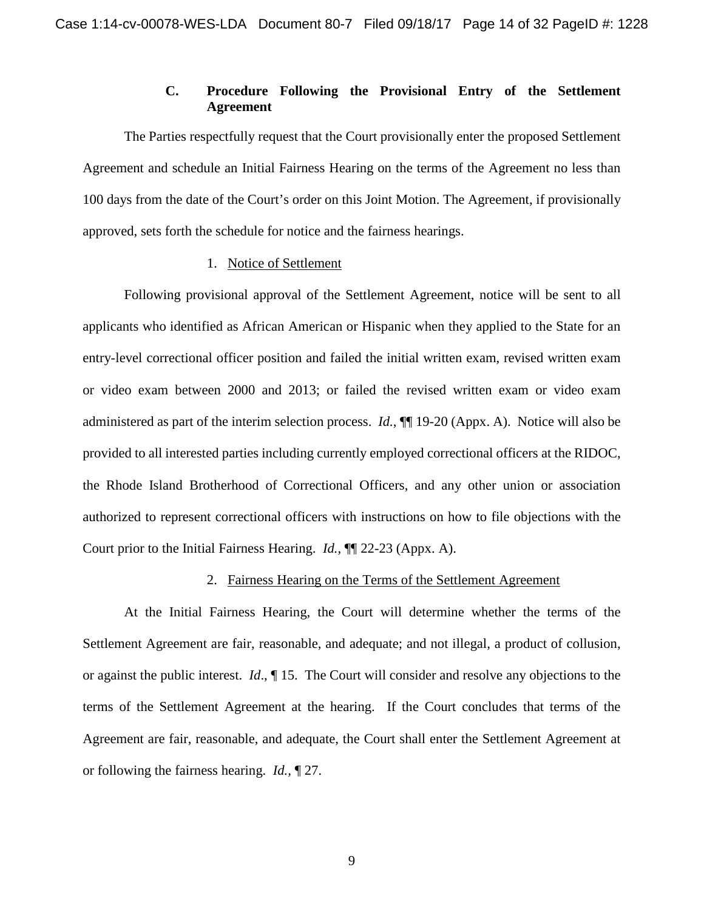### C. Procedure Following the Provisional Entry of the Settlement Agreement

The Parties respectfully request that the Court provisionally enter the proposed Settlement Agreement and schedule an Initial Fairness Hearing on the terms of the Agreement no less than 100 days from the date of the Court's order on this Joint Motion. The Agreement, if provisionally approved, sets forth the schedule for notice and the fairness hearings.

1. Notice of Settlement

Following provisional approval of the Settlement Agreement, notice will be sent to all applicants who identified as African American or Hispanic when they applied to the State for an entry-level correctional officer position and failed the initial written exam, revised written exam or video exam between 2000 and 2013; or failed the revised written exam or video exam administered as part of the interim selection process. *Id.*, ¶¶ 19-20 (Appx. A). Notice will also be provided to all interested parties including currently employed correctional officers at the RIDOC, the Rhode Island Brotherhood of Correctional Officers, and any other union or association authorized to represent correctional officers with instructions on how to file objections with the Court prior to the Initial Fairness Hearing. *Id.*, ¶¶ 22-23 (Appx. A).

2. Fairness Hearing on the Terms of the Settlement Agreement

At the Initial Fairness Hearing, the Court will determine whether the terms of the Settlement Agreement are fair, reasonable, and adequate; and not illegal, a product of collusion, or against the public interest. *Id*., ¶ 15. The Court will consider and resolve any objections to the terms of the Settlement Agreement at the hearing. If the Court concludes that terms of the Agreement are fair, reasonable, and adequate, the Court shall enter the Settlement Agreement at or following the fairness hearing. *Id.*, ¶ 27.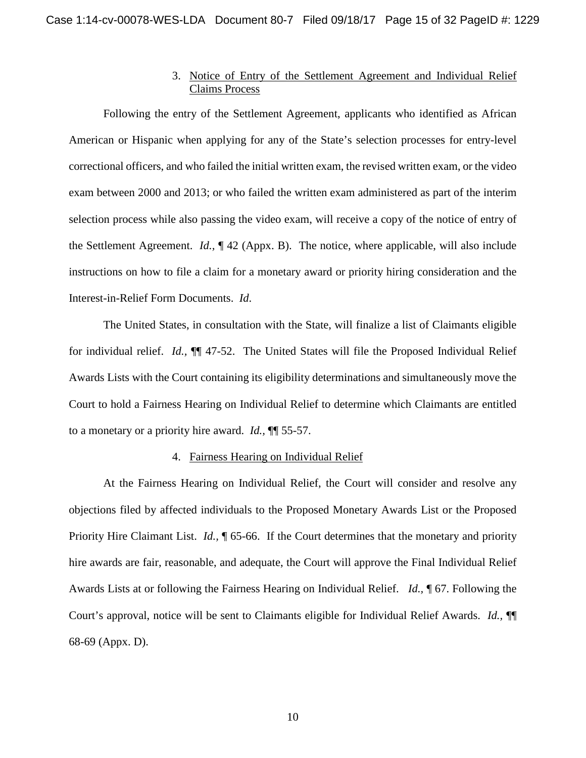### 3. Notice of Entry of the Settlement Agreement and Individual Relief Claims Process

Following the entry of the Settlement Agreement, applicants who identified as African American or Hispanic when applying for any of the State's selection processes for entry-level correctional officers, and who failed the initial written exam, the revised written exam, or the video exam between 2000 and 2013; or who failed the written exam administered as part of the interim selection process while also passing the video exam, will receive a copy of the notice of entry of the Settlement Agreement. *Id.*, ¶ 42 (Appx. B). The notice, where applicable, will also include instructions on how to file a claim for a monetary award or priority hiring consideration and the Interest-in-Relief Form Documents. *Id.*

The United States, in consultation with the State, will finalize a list of Claimants eligible for individual relief. *Id.*, ¶¶ 47-52. The United States will file the Proposed Individual Relief Awards Lists with the Court containing its eligibility determinations and simultaneously move the Court to hold a Fairness Hearing on Individual Relief to determine which Claimants are entitled to a monetary or a priority hire award. *Id.*, ¶¶ 55-57.

### 4. Fairness Hearing on Individual Relief

At the Fairness Hearing on Individual Relief, the Court will consider and resolve any objections filed by affected individuals to the Proposed Monetary Awards List or the Proposed Priority Hire Claimant List. *Id.*, ¶ 65-66. If the Court determines that the monetary and priority hire awards are fair, reasonable, and adequate, the Court will approve the Final Individual Relief Awards Lists at or following the Fairness Hearing on Individual Relief. *Id.*, ¶ 67. Following the Court's approval, notice will be sent to Claimants eligible for Individual Relief Awards. *Id.*, ¶¶ 68-69 (Appx. D).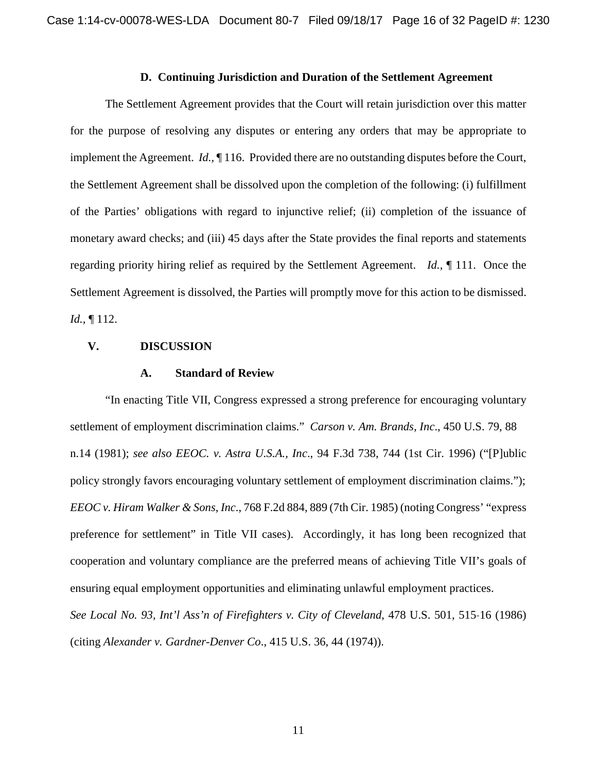### D. Continuing Jurisdiction and Duration of the Settlement Agreement

The Settlement Agreement provides that the Court will retain jurisdiction over this matter for the purpose of resolving any disputes or entering any orders that may be appropriate to implement the Agreement. *Id.,* ¶ 116. Provided there are no outstanding disputes before the Court, the Settlement Agreement shall be dissolved upon the completion of the following: (i) fulfillment of the Parties' obligations with regard to injunctive relief; (ii) completion of the issuance of monetary award checks; and (iii) 45 days after the State provides the final reports and statements regarding priority hiring relief as required by the Settlement Agreement. *Id.,* ¶ 111. Once the Settlement Agreement is dissolved, the Parties will promptly move for this action to be dismissed. *Id.,* ¶ 112.

## V. DISCUSSION

### A. Standard of Review

"In enacting Title VII, Congress expressed a strong preference for encouraging voluntary settlement of employment discrimination claims." *Carson v. Am. Brands, Inc*., 450 U.S. 79, 88 n.14 (1981); *see also EEOC. v. Astra U.S.A., Inc*., 94 F.3d 738, 744 (1st Cir. 1996) ("[P]ublic policy strongly favors encouraging voluntary settlement of employment discrimination claims."); *EEOC v. Hiram Walker & Sons, Inc*., 768 F.2d 884, 889 (7th Cir. 1985) (noting Congress' "express preference for settlement" in Title VII cases). Accordingly, it has long been recognized that cooperation and voluntary compliance are the preferred means of achieving Title VII's goals of ensuring equal employment opportunities and eliminating unlawful employment practices. *See Local No. 93, Int'l Ass'n of Firefighters v. City of Cleveland*, 478 U.S. 501, 515-16 (1986) (citing *Alexander v. Gardner-Denver Co*., 415 U.S. 36, 44 (1974)).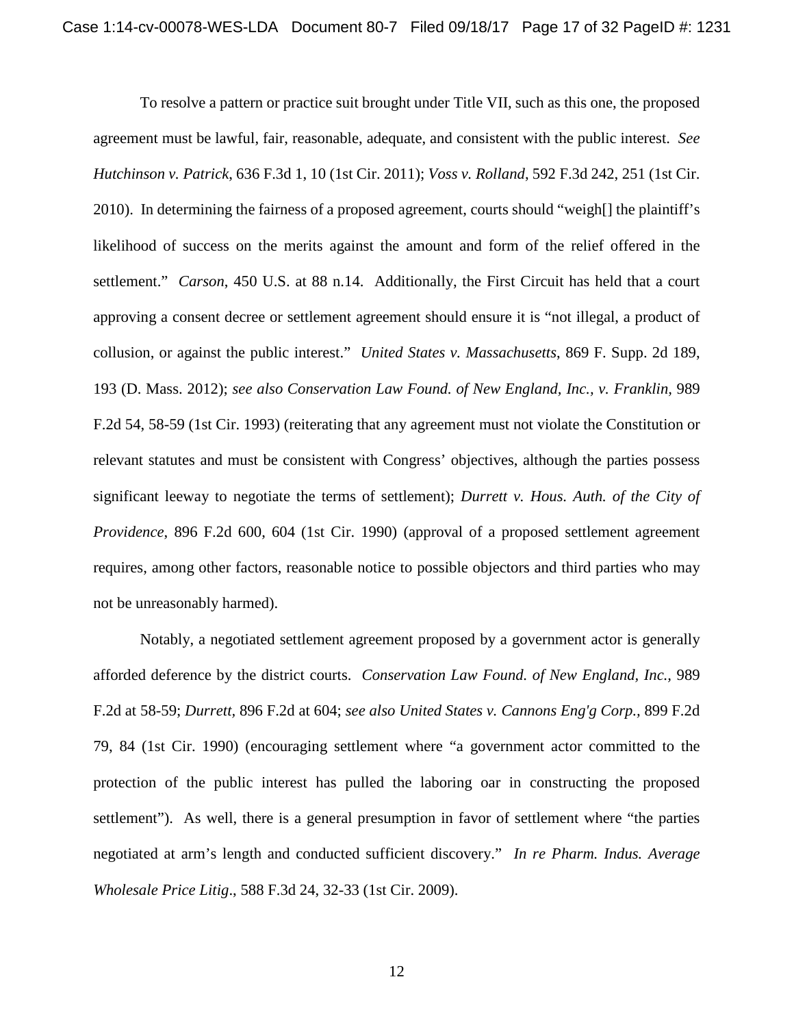To resolve a pattern or practice suit brought under Title VII, such as this one, the proposed agreement must be lawful, fair, reasonable, adequate, and consistent with the public interest. *See Hutchinson v. Patrick*, 636 F.3d 1, 10 (1st Cir. 2011); *Voss v. Rolland*, 592 F.3d 242, 251 (1st Cir. 2010). In determining the fairness of a proposed agreement, courts should "weigh[] the plaintiff's likelihood of success on the merits against the amount and form of the relief offered in the settlement." *Carson*, 450 U.S. at 88 n.14. Additionally, the First Circuit has held that a court approving a consent decree or settlement agreement should ensure it is "not illegal, a product of collusion, or against the public interest." *United States v. Massachusetts*, 869 F. Supp. 2d 189, 193 (D. Mass. 2012); *see also Conservation Law Found. of New England, Inc., v. Franklin*, 989 F.2d 54, 58-59 (1st Cir. 1993) (reiterating that any agreement must not violate the Constitution or relevant statutes and must be consistent with Congress' objectives, although the parties possess significant leeway to negotiate the terms of settlement); *Durrett v. Hous. Auth. of the City of Providence*, 896 F.2d 600, 604 (1st Cir. 1990) (approval of a proposed settlement agreement requires, among other factors, reasonable notice to possible objectors and third parties who may not be unreasonably harmed).

Notably, a negotiated settlement agreement proposed by a government actor is generally afforded deference by the district courts. *Conservation Law Found. of New England, Inc.*, 989 F.2d at 58-59; *Durrett*, 896 F.2d at 604; *see also United States v. Cannons Eng'g Corp.*, 899 F.2d 79, 84 (1st Cir. 1990) (encouraging settlement where "a government actor committed to the protection of the public interest has pulled the laboring oar in constructing the proposed settlement"). As well, there is a general presumption in favor of settlement where "the parties negotiated at arm's length and conducted sufficient discovery." *In re Pharm. Indus. Average Wholesale Price Litig*., 588 F.3d 24, 32-33 (1st Cir. 2009).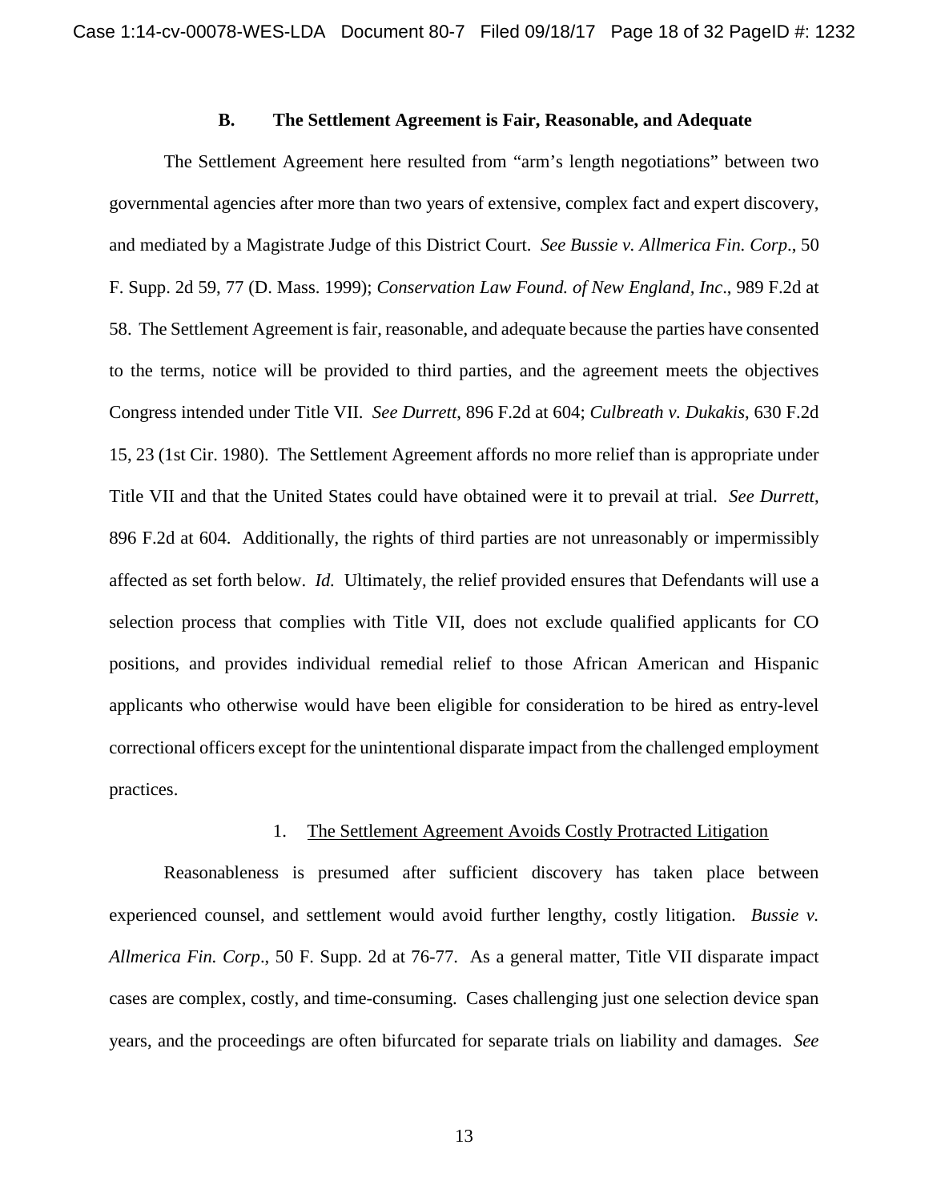### B. The Settlement Agreement is Fair, Reasonable, and Adequate

The Settlement Agreement here resulted from "arm's length negotiations" between two governmental agencies after more than two years of extensive, complex fact and expert discovery, and mediated by a Magistrate Judge of this District Court. *See Bussie v. Allmerica Fin. Corp*., 50 F. Supp. 2d 59, 77 (D. Mass. 1999); *Conservation Law Found. of New England, Inc*., 989 F.2d at 58. The Settlement Agreement is fair, reasonable, and adequate because the parties have consented to the terms, notice will be provided to third parties, and the agreement meets the objectives Congress intended under Title VII. *See Durrett*, 896 F.2d at 604; *Culbreath v. Dukakis*, 630 F.2d 15, 23 (1st Cir. 1980). The Settlement Agreement affords no more relief than is appropriate under Title VII and that the United States could have obtained were it to prevail at trial. *See Durrett*, 896 F.2d at 604. Additionally, the rights of third parties are not unreasonably or impermissibly affected as set forth below. *Id.* Ultimately, the relief provided ensures that Defendants will use a selection process that complies with Title VII, does not exclude qualified applicants for CO positions, and provides individual remedial relief to those African American and Hispanic applicants who otherwise would have been eligible for consideration to be hired as entry-level correctional officers except for the unintentional disparate impact from the challenged employment practices.

#### 1. The Settlement Agreement Avoids Costly Protracted Litigation

Reasonableness is presumed after sufficient discovery has taken place between experienced counsel, and settlement would avoid further lengthy, costly litigation. *Bussie v. Allmerica Fin. Corp*., 50 F. Supp. 2d at 76-77. As a general matter, Title VII disparate impact cases are complex, costly, and time-consuming. Cases challenging just one selection device span years, and the proceedings are often bifurcated for separate trials on liability and damages. *See*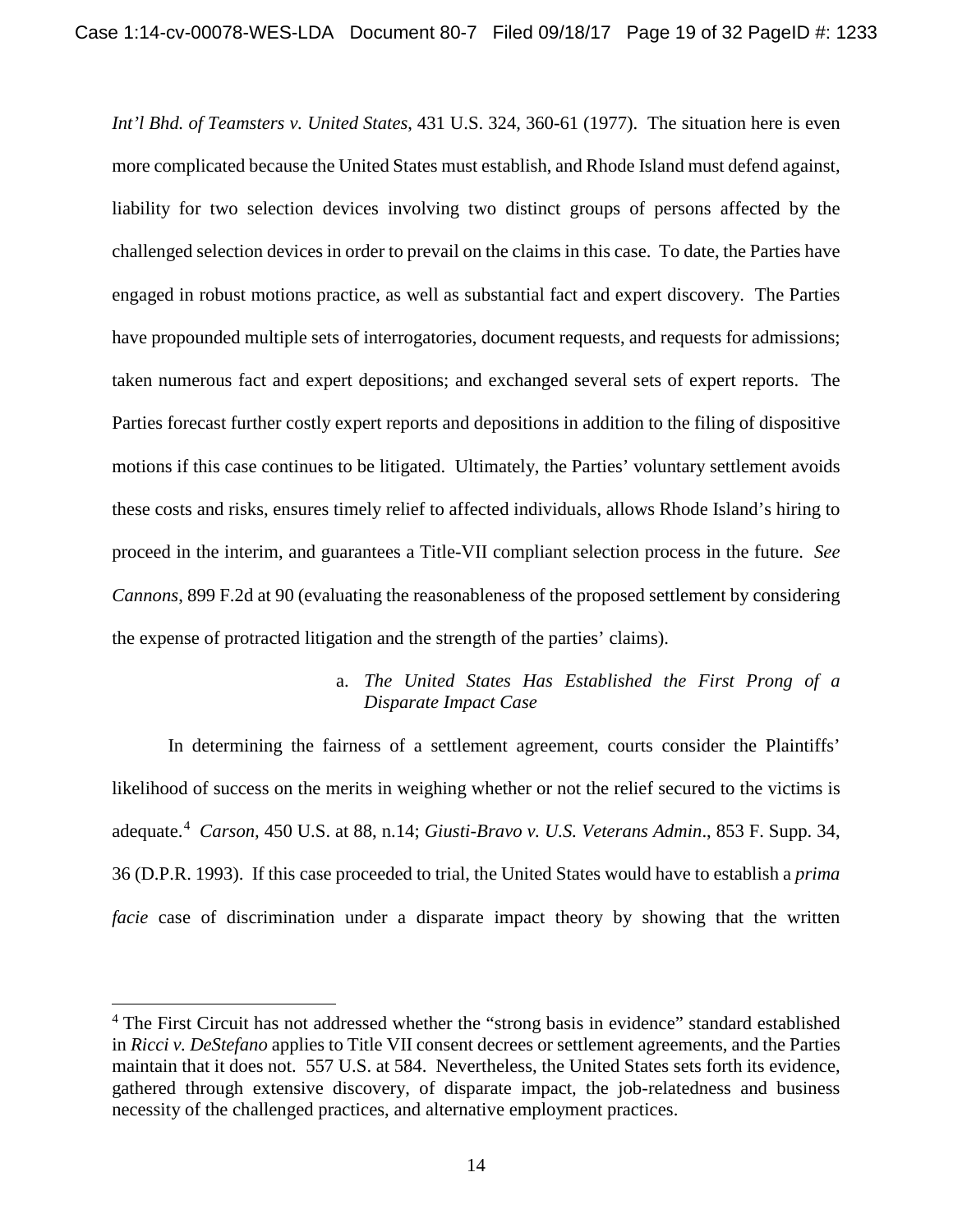*Int'l Bhd. of Teamsters v. United States*, 431 U.S. 324, 360-61 (1977). The situation here is even more complicated because the United States must establish, and Rhode Island must defend against, liability for two selection devices involving two distinct groups of persons affected by the challenged selection devices in order to prevail on the claims in this case. To date, the Parties have engaged in robust motions practice, as well as substantial fact and expert discovery. The Parties have propounded multiple sets of interrogatories, document requests, and requests for admissions; taken numerous fact and expert depositions; and exchanged several sets of expert reports. The Parties forecast further costly expert reports and depositions in addition to the filing of dispositive motions if this case continues to be litigated. Ultimately, the Parties' voluntary settlement avoids these costs and risks, ensures timely relief to affected individuals, allows Rhode Island's hiring to proceed in the interim, and guarantees a Title-VII compliant selection process in the future. *See Cannons*, 899 F.2d at 90 (evaluating the reasonableness of the proposed settlement by considering the expense of protracted litigation and the strength of the parties' claims).

a. *The United States Has Established the First Prong of a Disparate Impact Case*

In determining the fairness of a settlement agreement, courts consider the Plaintiffs' likelihood of success on the merits in weighing whether or not the relief secured to the victims is adequate.[4] *Carson*, 450 U.S. at 88, n.14; *Giusti-Bravo v. U.S. Veterans Admin*., 853 F. Supp. 34, 36 (D.P.R. 1993). If this case proceeded to trial, the United States would have to establish a *prima facie* case of discrimination under a disparate impact theory by showing that the written

[4] The First Circuit has not addressed whether the "strong basis in evidence" standard established in *Ricci v. DeStefano* applies to Title VII consent decrees or settlement agreements, and the Parties maintain that it does not. 557 U.S. at 584. Nevertheless, the United States sets forth its evidence, gathered through extensive discovery, of disparate impact, the job-relatedness and business necessity of the challenged practices, and alternative employment practices.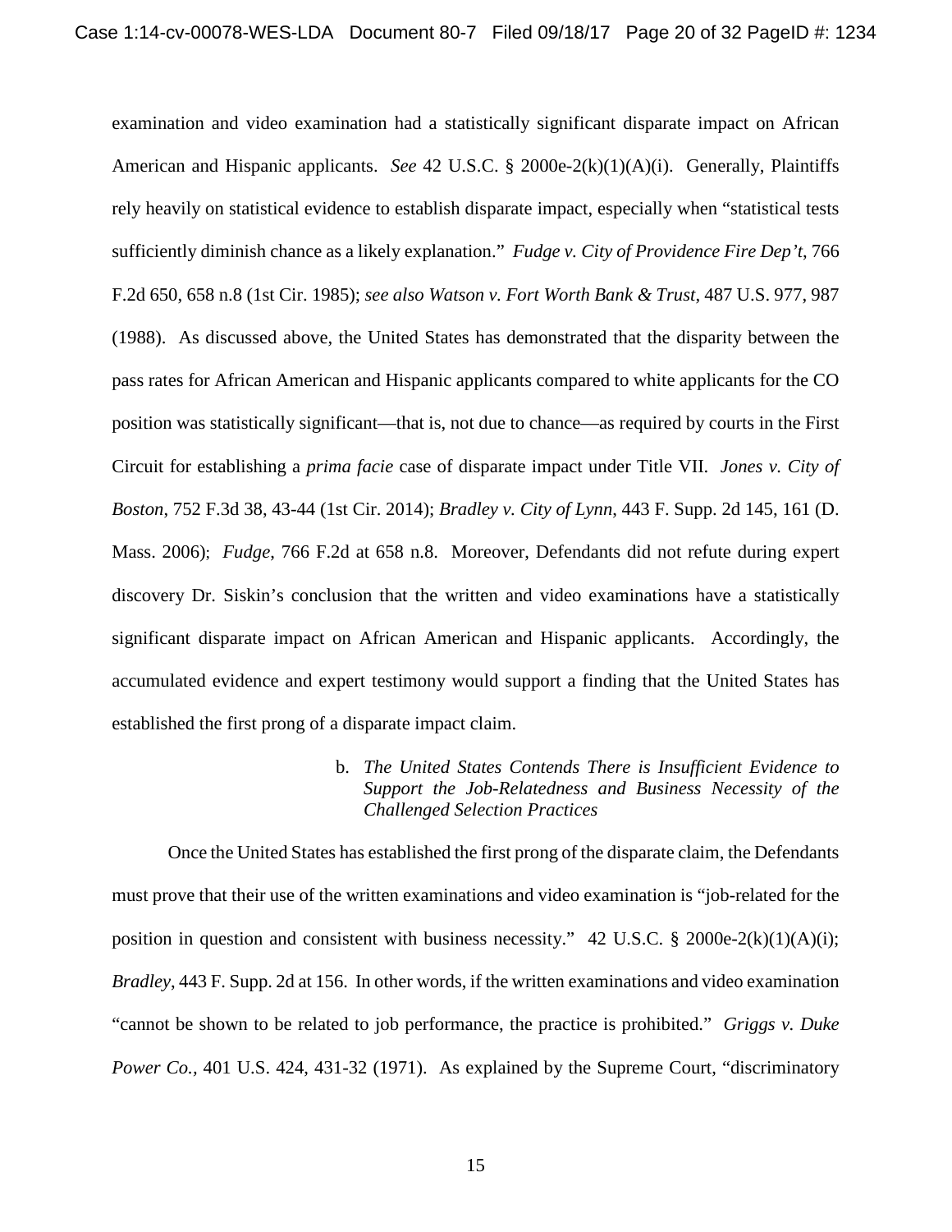examination and video examination had a statistically significant disparate impact on African American and Hispanic applicants. *See* 42 U.S.C. § 2000e-2(k)(1)(A)(i). Generally, Plaintiffs rely heavily on statistical evidence to establish disparate impact, especially when "statistical tests sufficiently diminish chance as a likely explanation." *Fudge v. City of Providence Fire Dep't*, 766 F.2d 650, 658 n.8 (1st Cir. 1985); *see also Watson v. Fort Worth Bank & Trust*, 487 U.S. 977, 987 (1988). As discussed above, the United States has demonstrated that the disparity between the pass rates for African American and Hispanic applicants compared to white applicants for the CO position was statistically significant—that is, not due to chance—as required by courts in the First Circuit for establishing a *prima facie* case of disparate impact under Title VII. *Jones v. City of Boston*, 752 F.3d 38, 43-44 (1st Cir. 2014); *Bradley v. City of Lynn*, 443 F. Supp. 2d 145, 161 (D. Mass. 2006); *Fudge*, 766 F.2d at 658 n.8. Moreover, Defendants did not refute during expert discovery Dr. Siskin's conclusion that the written and video examinations have a statistically significant disparate impact on African American and Hispanic applicants. Accordingly, the accumulated evidence and expert testimony would support a finding that the United States has established the first prong of a disparate impact claim.

b. *The United States Contends There is Insufficient Evidence to Support the Job-Relatedness and Business Necessity of the Challenged Selection Practices*

Once the United States has established the first prong of the disparate claim, the Defendants must prove that their use of the written examinations and video examination is "job-related for the position in question and consistent with business necessity." 42 U.S.C. § 2000e-2(k)(1)(A)(i); *Bradley*, 443 F. Supp. 2d at 156. In other words, if the written examinations and video examination "cannot be shown to be related to job performance, the practice is prohibited." *Griggs v. Duke Power Co.*, 401 U.S. 424, 431-32 (1971). As explained by the Supreme Court, "discriminatory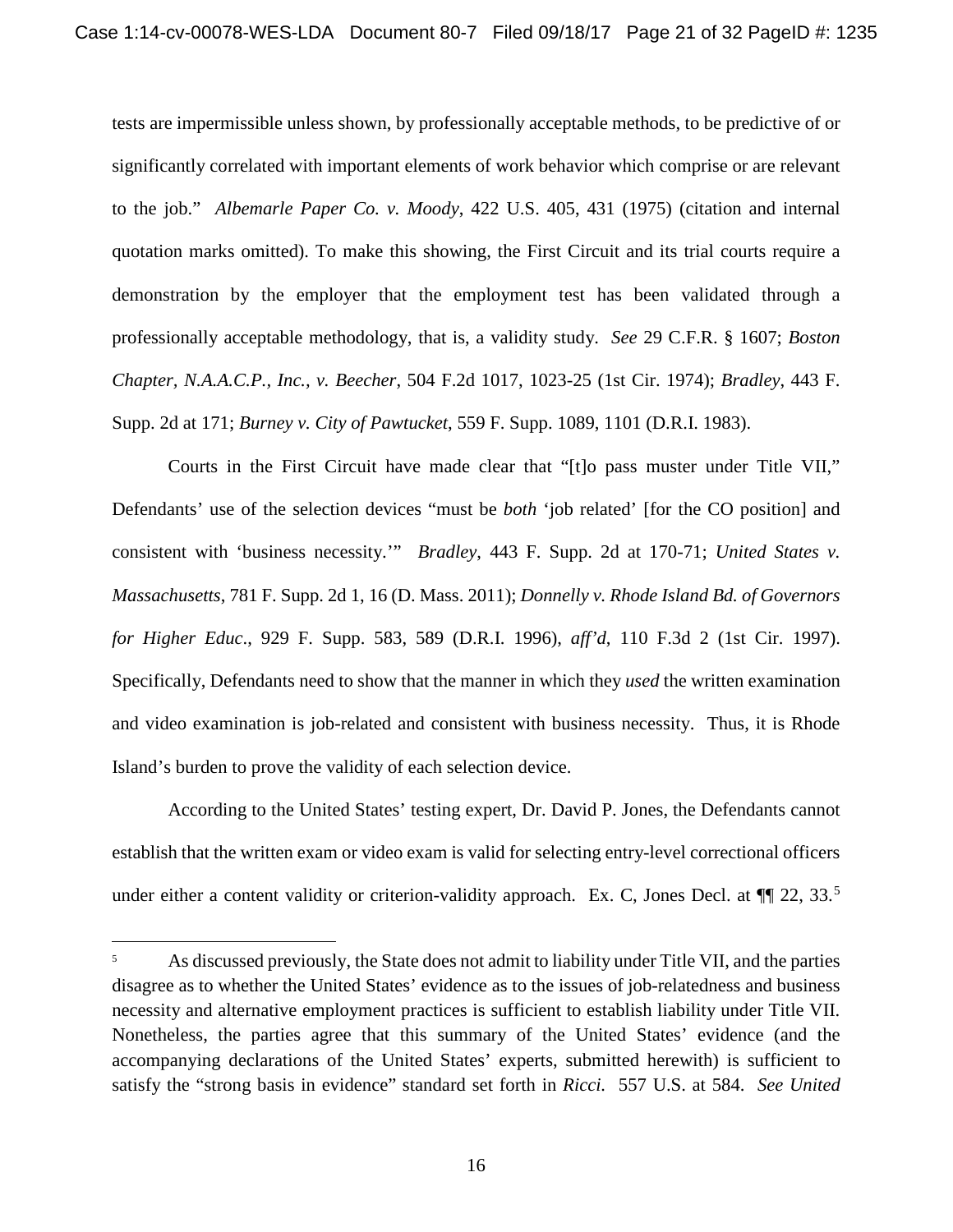tests are impermissible unless shown, by professionally acceptable methods, to be predictive of or significantly correlated with important elements of work behavior which comprise or are relevant to the job." *Albemarle Paper Co. v. Moody*, 422 U.S. 405, 431 (1975) (citation and internal quotation marks omitted). To make this showing, the First Circuit and its trial courts require a demonstration by the employer that the employment test has been validated through a professionally acceptable methodology, that is, a validity study. *See* 29 C.F.R. § 1607; *Boston Chapter, N.A.A.C.P., Inc., v. Beecher*, 504 F.2d 1017, 1023-25 (1st Cir. 1974); *Bradley*, 443 F. Supp. 2d at 171; *Burney v. City of Pawtucket*, 559 F. Supp. 1089, 1101 (D.R.I. 1983).

Courts in the First Circuit have made clear that "[t]o pass muster under Title VII," Defendants' use of the selection devices "must be *both* 'job related' [for the CO position] and consistent with 'business necessity.'" *Bradley*, 443 F. Supp. 2d at 170-71; *United States v. Massachusetts*, 781 F. Supp. 2d 1, 16 (D. Mass. 2011); *Donnelly v. Rhode Island Bd. of Governors for Higher Educ.*, 929 F. Supp. 583, 589 (D.R.I. 1996), *aff'd*, 110 F.3d 2 (1st Cir. 1997). Specifically, Defendants need to show that the manner in which they *used* the written examination and video examination is job-related and consistent with business necessity. Thus, it is Rhode Island's burden to prove the validity of each selection device.

According to the United States' testing expert, Dr. David P. Jones, the Defendants cannot establish that the written exam or video exam is valid for selecting entry-level correctional officers under either a content validity or criterion-validity approach. Ex. C, Jones Decl. at ¶¶ 22, 33.[5]

---

[5] As discussed previously, the State does not admit to liability under Title VII, and the parties disagree as to whether the United States' evidence as to the issues of job-relatedness and business necessity and alternative employment practices is sufficient to establish liability under Title VII. Nonetheless, the parties agree that this summary of the United States' evidence (and the accompanying declarations of the United States' experts, submitted herewith) is sufficient to satisfy the "strong basis in evidence" standard set forth in *Ricci*. 557 U.S. at 584. *See United*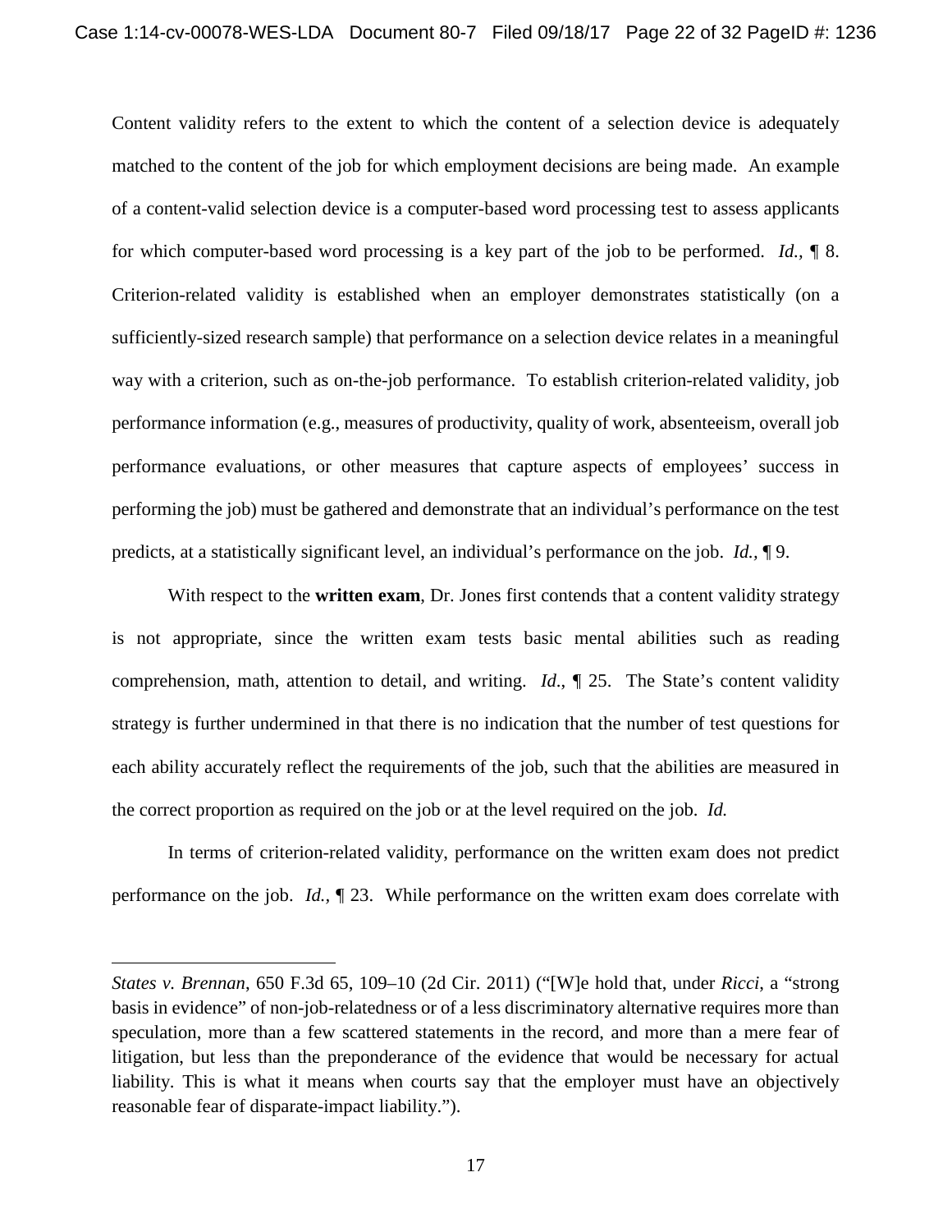Content validity refers to the extent to which the content of a selection device is adequately matched to the content of the job for which employment decisions are being made. An example of a content-valid selection device is a computer-based word processing test to assess applicants for which computer-based word processing is a key part of the job to be performed. *Id.,* ¶ 8. Criterion-related validity is established when an employer demonstrates statistically (on a sufficiently-sized research sample) that performance on a selection device relates in a meaningful way with a criterion, such as on-the-job performance. To establish criterion-related validity, job performance information (e.g., measures of productivity, quality of work, absenteeism, overall job performance evaluations, or other measures that capture aspects of employees' success in performing the job) must be gathered and demonstrate that an individual's performance on the test predicts, at a statistically significant level, an individual's performance on the job. *Id.*, ¶ 9.

With respect to the **written exam**, Dr. Jones first contends that a content validity strategy is not appropriate, since the written exam tests basic mental abilities such as reading comprehension, math, attention to detail, and writing. *Id*., ¶ 25. The State's content validity strategy is further undermined in that there is no indication that the number of test questions for each ability accurately reflect the requirements of the job, such that the abilities are measured in the correct proportion as required on the job or at the level required on the job. *Id.*

In terms of criterion-related validity, performance on the written exam does not predict performance on the job. *Id.,* ¶ 23. While performance on the written exam does correlate with

---

*States v. Brennan*, 650 F.3d 65, 109–10 (2d Cir. 2011) ("[W]e hold that, under *Ricci*, a "strong basis in evidence" of non-job-relatedness or of a less discriminatory alternative requires more than speculation, more than a few scattered statements in the record, and more than a mere fear of litigation, but less than the preponderance of the evidence that would be necessary for actual liability. This is what it means when courts say that the employer must have an objectively reasonable fear of disparate-impact liability.").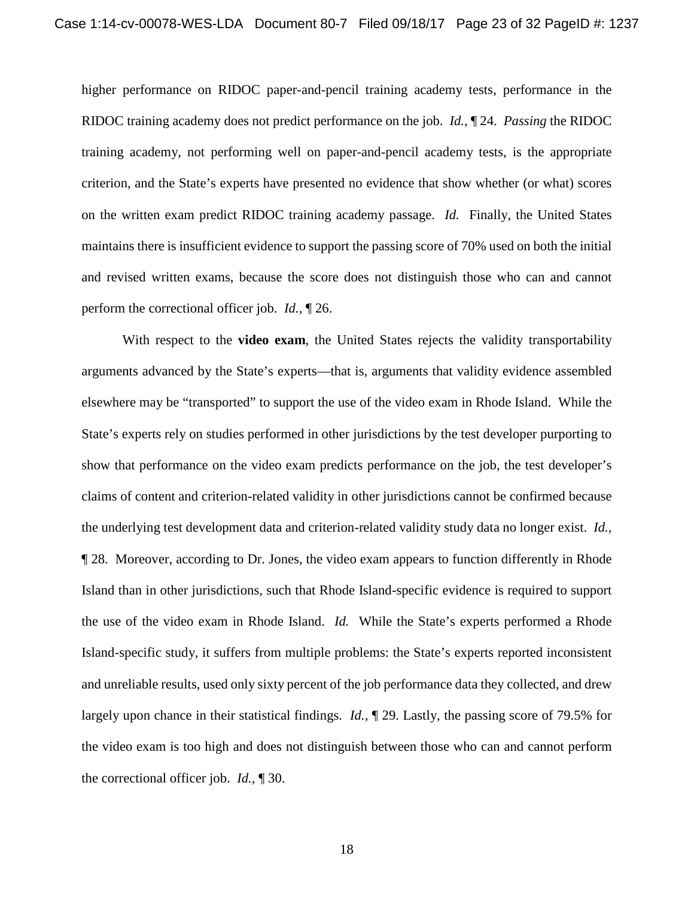higher performance on RIDOC paper-and-pencil training academy tests, performance in the RIDOC training academy does not predict performance on the job. *Id.*, ¶ 24. *Passing* the RIDOC training academy, not performing well on paper-and-pencil academy tests, is the appropriate criterion, and the State's experts have presented no evidence that show whether (or what) scores on the written exam predict RIDOC training academy passage. *Id.* Finally, the United States maintains there is insufficient evidence to support the passing score of 70% used on both the initial and revised written exams, because the score does not distinguish those who can and cannot perform the correctional officer job. *Id.*, ¶ 26.

With respect to the **video exam**, the United States rejects the validity transportability arguments advanced by the State's experts—that is, arguments that validity evidence assembled elsewhere may be "transported" to support the use of the video exam in Rhode Island. While the State's experts rely on studies performed in other jurisdictions by the test developer purporting to show that performance on the video exam predicts performance on the job, the test developer's claims of content and criterion-related validity in other jurisdictions cannot be confirmed because the underlying test development data and criterion-related validity study data no longer exist. *Id.*, ¶ 28. Moreover, according to Dr. Jones, the video exam appears to function differently in Rhode Island than in other jurisdictions, such that Rhode Island-specific evidence is required to support the use of the video exam in Rhode Island. *Id.* While the State's experts performed a Rhode Island-specific study, it suffers from multiple problems: the State's experts reported inconsistent and unreliable results, used only sixty percent of the job performance data they collected, and drew largely upon chance in their statistical findings. *Id.*, ¶ 29. Lastly, the passing score of 79.5% for the video exam is too high and does not distinguish between those who can and cannot perform the correctional officer job. *Id.*, ¶ 30.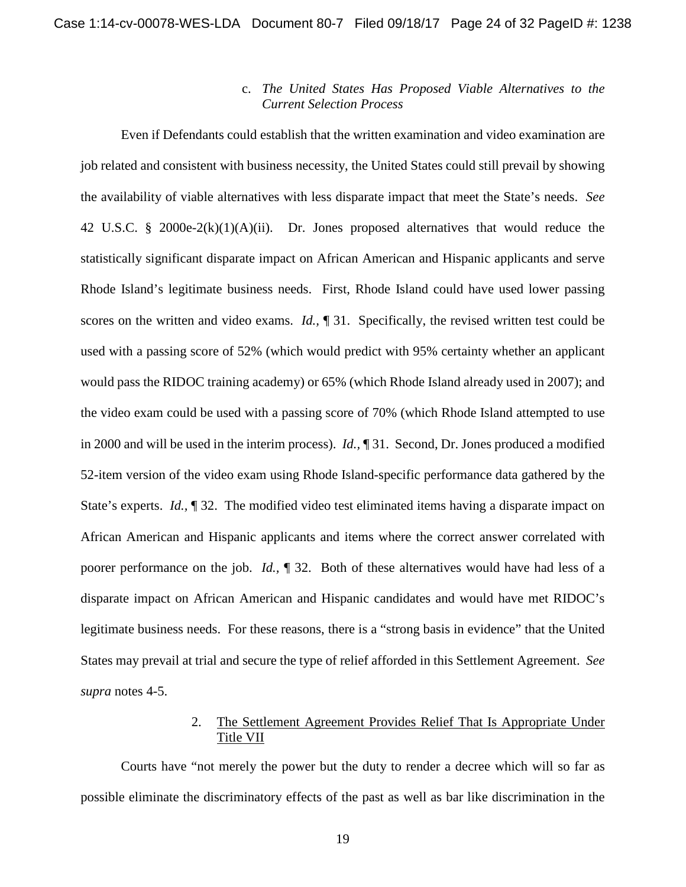c. *The United States Has Proposed Viable Alternatives to the Current Selection Process*

Even if Defendants could establish that the written examination and video examination are job related and consistent with business necessity, the United States could still prevail by showing the availability of viable alternatives with less disparate impact that meet the State's needs. *See* 42 U.S.C. § 2000e-2(k)(1)(A)(ii). Dr. Jones proposed alternatives that would reduce the statistically significant disparate impact on African American and Hispanic applicants and serve Rhode Island's legitimate business needs. First, Rhode Island could have used lower passing scores on the written and video exams. *Id.*, ¶ 31. Specifically, the revised written test could be used with a passing score of 52% (which would predict with 95% certainty whether an applicant would pass the RIDOC training academy) or 65% (which Rhode Island already used in 2007); and the video exam could be used with a passing score of 70% (which Rhode Island attempted to use in 2000 and will be used in the interim process). *Id.*, ¶ 31. Second, Dr. Jones produced a modified 52-item version of the video exam using Rhode Island-specific performance data gathered by the State's experts. *Id.*, ¶ 32. The modified video test eliminated items having a disparate impact on African American and Hispanic applicants and items where the correct answer correlated with poorer performance on the job. *Id.*, ¶ 32. Both of these alternatives would have had less of a disparate impact on African American and Hispanic candidates and would have met RIDOC's legitimate business needs. For these reasons, there is a "strong basis in evidence" that the United States may prevail at trial and secure the type of relief afforded in this Settlement Agreement. *See supra* notes 4-5.

2. <u>The Settlement Agreement Provides Relief That Is Appropriate Under Title VII</u>

Courts have "not merely the power but the duty to render a decree which will so far as possible eliminate the discriminatory effects of the past as well as bar like discrimination in the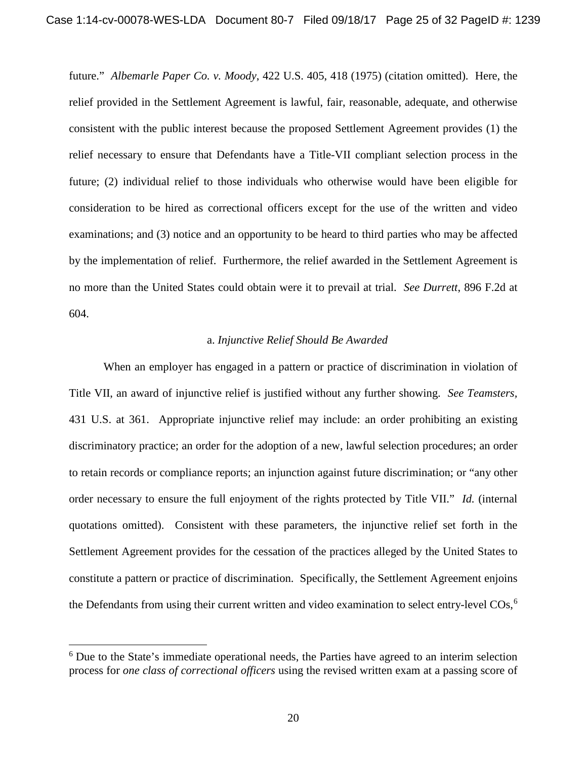future." *Albemarle Paper Co. v. Moody*, 422 U.S. 405, 418 (1975) (citation omitted). Here, the relief provided in the Settlement Agreement is lawful, fair, reasonable, adequate, and otherwise consistent with the public interest because the proposed Settlement Agreement provides (1) the relief necessary to ensure that Defendants have a Title-VII compliant selection process in the future; (2) individual relief to those individuals who otherwise would have been eligible for consideration to be hired as correctional officers except for the use of the written and video examinations; and (3) notice and an opportunity to be heard to third parties who may be affected by the implementation of relief. Furthermore, the relief awarded in the Settlement Agreement is no more than the United States could obtain were it to prevail at trial. *See Durrett*, 896 F.2d at 604.

a. *Injunctive Relief Should Be Awarded*

When an employer has engaged in a pattern or practice of discrimination in violation of Title VII, an award of injunctive relief is justified without any further showing. *See Teamsters*, 431 U.S. at 361. Appropriate injunctive relief may include: an order prohibiting an existing discriminatory practice; an order for the adoption of a new, lawful selection procedures; an order to retain records or compliance reports; an injunction against future discrimination; or "any other order necessary to ensure the full enjoyment of the rights protected by Title VII." *Id.* (internal quotations omitted). Consistent with these parameters, the injunctive relief set forth in the Settlement Agreement provides for the cessation of the practices alleged by the United States to constitute a pattern or practice of discrimination. Specifically, the Settlement Agreement enjoins the Defendants from using their current written and video examination to select entry-level COs,[6]

[6] Due to the State's immediate operational needs, the Parties have agreed to an interim selection process for *one class of correctional officers* using the revised written exam at a passing score of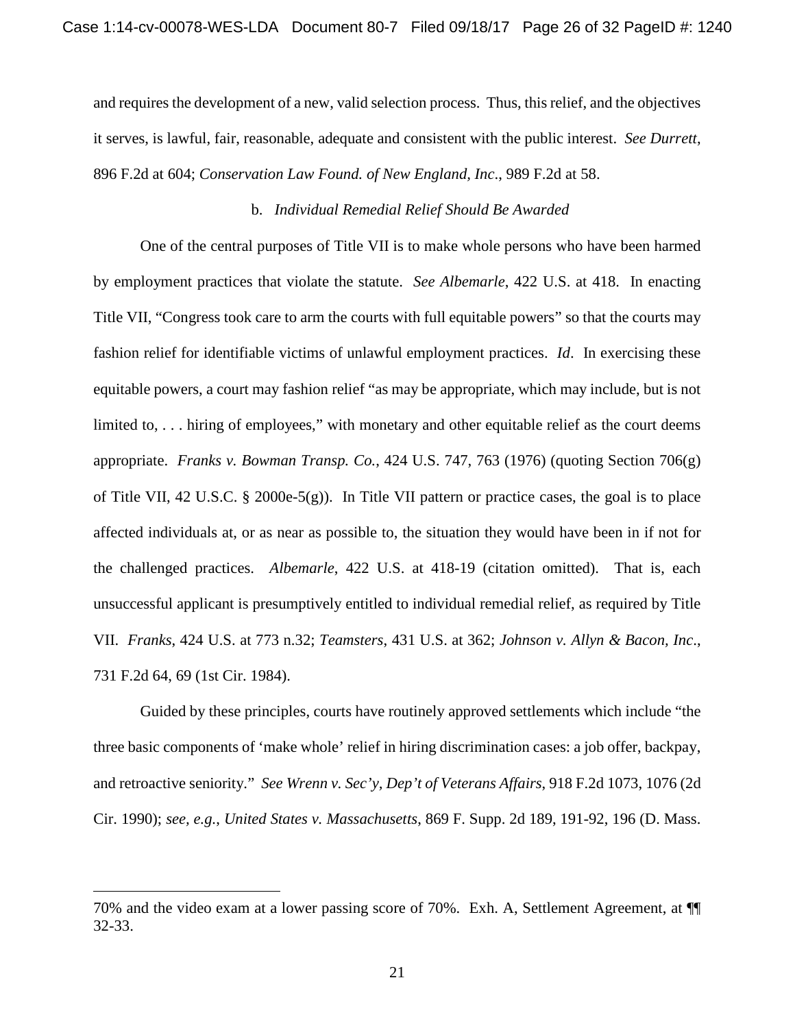and requires the development of a new, valid selection process. Thus, this relief, and the objectives it serves, is lawful, fair, reasonable, adequate and consistent with the public interest. *See Durrett*, 896 F.2d at 604; *Conservation Law Found. of New England, Inc*., 989 F.2d at 58.

b. *Individual Remedial Relief Should Be Awarded*

One of the central purposes of Title VII is to make whole persons who have been harmed by employment practices that violate the statute. *See Albemarle*, 422 U.S. at 418. In enacting Title VII, "Congress took care to arm the courts with full equitable powers" so that the courts may fashion relief for identifiable victims of unlawful employment practices. *Id*. In exercising these equitable powers, a court may fashion relief "as may be appropriate, which may include, but is not limited to, . . . hiring of employees," with monetary and other equitable relief as the court deems appropriate. *Franks v. Bowman Transp. Co.*, 424 U.S. 747, 763 (1976) (quoting Section 706(g) of Title VII, 42 U.S.C. § 2000e-5(g)). In Title VII pattern or practice cases, the goal is to place affected individuals at, or as near as possible to, the situation they would have been in if not for the challenged practices. *Albemarle*, 422 U.S. at 418-19 (citation omitted). That is, each unsuccessful applicant is presumptively entitled to individual remedial relief, as required by Title VII. *Franks*, 424 U.S. at 773 n.32; *Teamsters*, 431 U.S. at 362; *Johnson v. Allyn & Bacon, Inc*., 731 F.2d 64, 69 (1st Cir. 1984).

Guided by these principles, courts have routinely approved settlements which include "the three basic components of 'make whole' relief in hiring discrimination cases: a job offer, backpay, and retroactive seniority." *See Wrenn v. Sec'y, Dep't of Veterans Affairs*, 918 F.2d 1073, 1076 (2d Cir. 1990); *see, e.g., United States v. Massachusetts*, 869 F. Supp. 2d 189, 191-92, 196 (D. Mass.

---

70% and the video exam at a lower passing score of 70%. Exh. A, Settlement Agreement, at ¶¶ 32-33.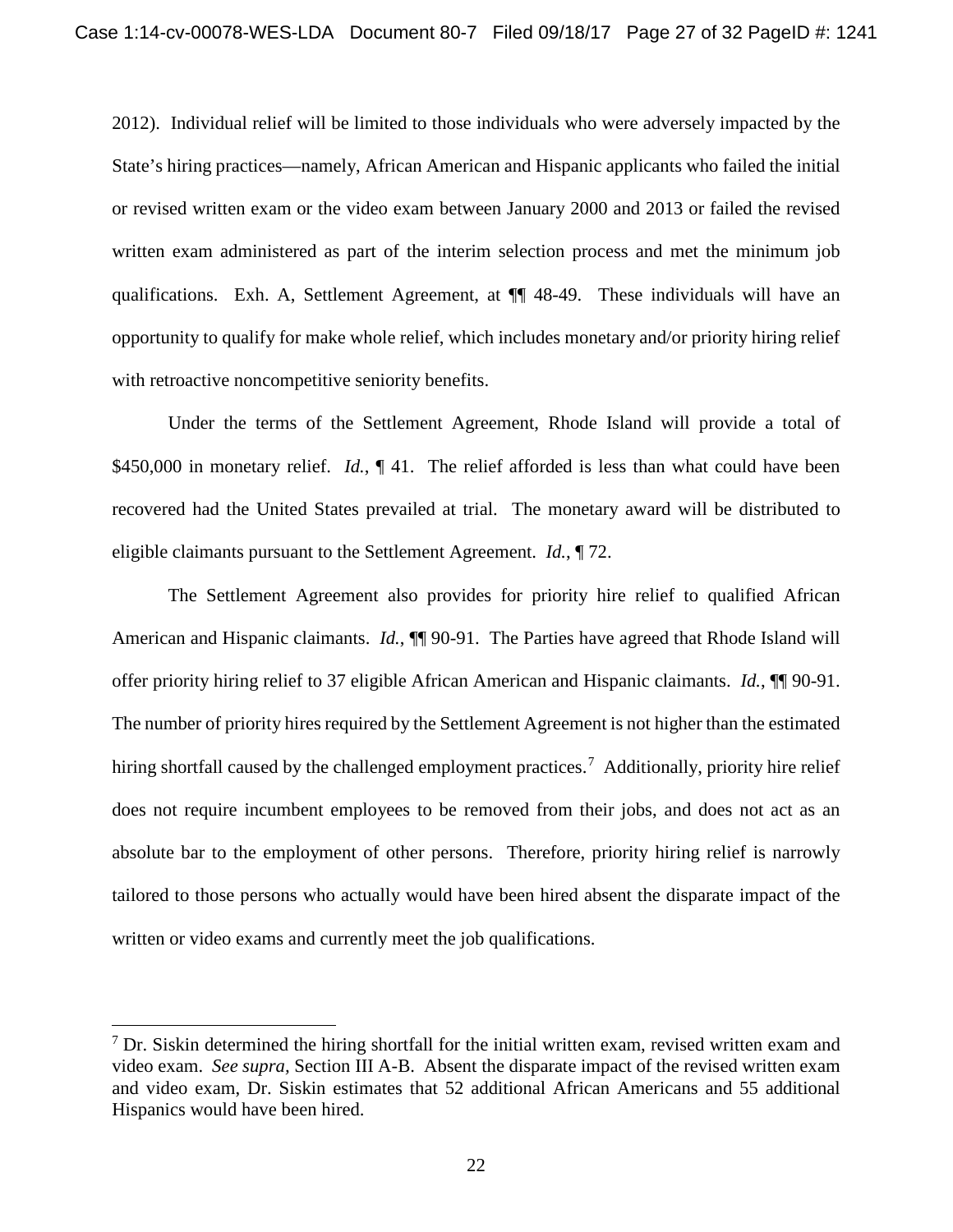2012). Individual relief will be limited to those individuals who were adversely impacted by the State's hiring practices—namely, African American and Hispanic applicants who failed the initial or revised written exam or the video exam between January 2000 and 2013 or failed the revised written exam administered as part of the interim selection process and met the minimum job qualifications. Exh. A, Settlement Agreement, at ¶¶ 48-49. These individuals will have an opportunity to qualify for make whole relief, which includes monetary and/or priority hiring relief with retroactive noncompetitive seniority benefits.

Under the terms of the Settlement Agreement, Rhode Island will provide a total of $450,000 in monetary relief. *Id.*, ¶ 41. The relief afforded is less than what could have been recovered had the United States prevailed at trial. The monetary award will be distributed to eligible claimants pursuant to the Settlement Agreement. *Id.*, ¶ 72.

The Settlement Agreement also provides for priority hire relief to qualified African American and Hispanic claimants. *Id.*, ¶¶ 90-91. The Parties have agreed that Rhode Island will offer priority hiring relief to 37 eligible African American and Hispanic claimants. *Id.*, ¶¶ 90-91. The number of priority hires required by the Settlement Agreement is not higher than the estimated hiring shortfall caused by the challenged employment practices.[7] Additionally, priority hire relief does not require incumbent employees to be removed from their jobs, and does not act as an absolute bar to the employment of other persons. Therefore, priority hiring relief is narrowly tailored to those persons who actually would have been hired absent the disparate impact of the written or video exams and currently meet the job qualifications.

---

[7] Dr. Siskin determined the hiring shortfall for the initial written exam, revised written exam and video exam. *See supra*, Section III A-B. Absent the disparate impact of the revised written exam and video exam, Dr. Siskin estimates that 52 additional African Americans and 55 additional Hispanics would have been hired.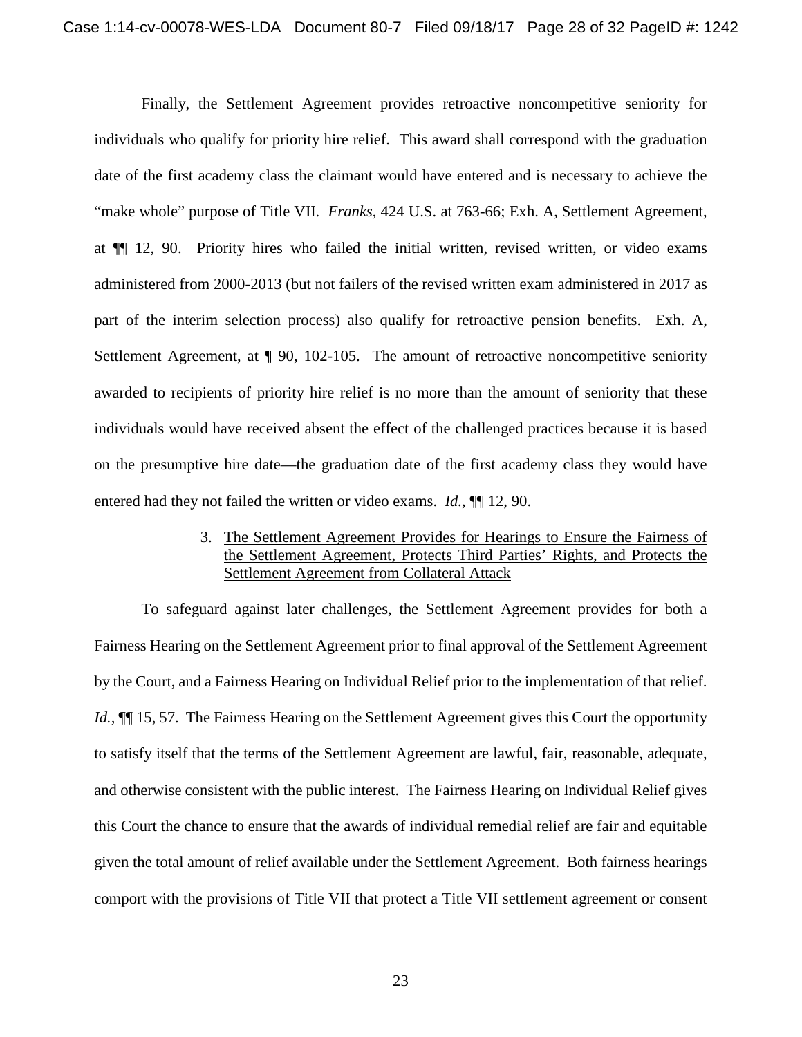Finally, the Settlement Agreement provides retroactive noncompetitive seniority for individuals who qualify for priority hire relief. This award shall correspond with the graduation date of the first academy class the claimant would have entered and is necessary to achieve the "make whole" purpose of Title VII. *Franks*, 424 U.S. at 763-66; Exh. A, Settlement Agreement, at ¶¶ 12, 90. Priority hires who failed the initial written, revised written, or video exams administered from 2000-2013 (but not failers of the revised written exam administered in 2017 as part of the interim selection process) also qualify for retroactive pension benefits. Exh. A, Settlement Agreement, at ¶ 90, 102-105. The amount of retroactive noncompetitive seniority awarded to recipients of priority hire relief is no more than the amount of seniority that these individuals would have received absent the effect of the challenged practices because it is based on the presumptive hire date—the graduation date of the first academy class they would have entered had they not failed the written or video exams. *Id.*, ¶¶ 12, 90.

3. <u>The Settlement Agreement Provides for Hearings to Ensure the Fairness of the Settlement Agreement, Protects Third Parties' Rights, and Protects the Settlement Agreement from Collateral Attack</u>

To safeguard against later challenges, the Settlement Agreement provides for both a Fairness Hearing on the Settlement Agreement prior to final approval of the Settlement Agreement by the Court, and a Fairness Hearing on Individual Relief prior to the implementation of that relief. *Id.*, ¶¶ 15, 57. The Fairness Hearing on the Settlement Agreement gives this Court the opportunity to satisfy itself that the terms of the Settlement Agreement are lawful, fair, reasonable, adequate, and otherwise consistent with the public interest. The Fairness Hearing on Individual Relief gives this Court the chance to ensure that the awards of individual remedial relief are fair and equitable given the total amount of relief available under the Settlement Agreement. Both fairness hearings comport with the provisions of Title VII that protect a Title VII settlement agreement or consent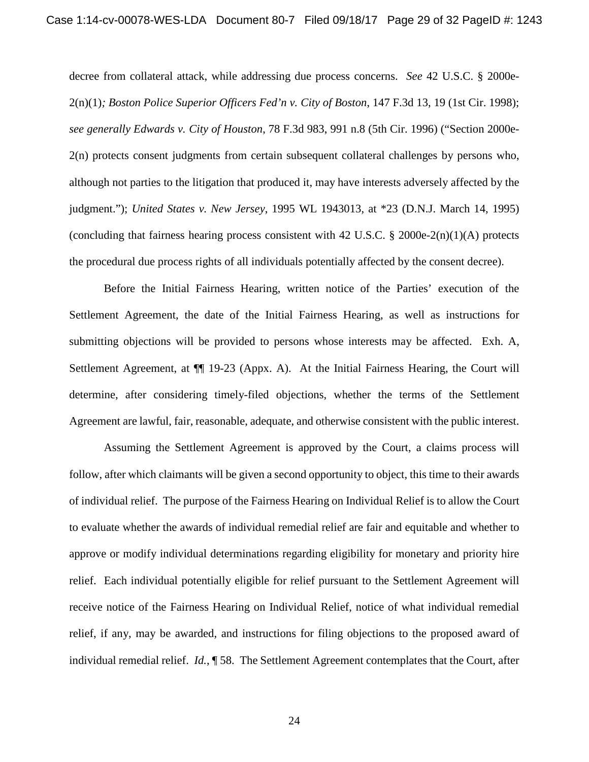decree from collateral attack, while addressing due process concerns. *See* 42 U.S.C. § 2000e-2(n)(1)*; Boston Police Superior Officers Fed'n v. City of Boston*, 147 F.3d 13, 19 (1st Cir. 1998); *see generally Edwards v. City of Houston*, 78 F.3d 983, 991 n.8 (5th Cir. 1996) ("Section 2000e-2(n) protects consent judgments from certain subsequent collateral challenges by persons who, although not parties to the litigation that produced it, may have interests adversely affected by the judgment."); *United States v. New Jersey*, 1995 WL 1943013, at *23 (D.N.J. March 14, 1995) (concluding that fairness hearing process consistent with 42 U.S.C. § 2000e-2(n)(1)(A) protects the procedural due process rights of all individuals potentially affected by the consent decree).

Before the Initial Fairness Hearing, written notice of the Parties' execution of the Settlement Agreement, the date of the Initial Fairness Hearing, as well as instructions for submitting objections will be provided to persons whose interests may be affected. Exh. A, Settlement Agreement, at ¶¶ 19-23 (Appx. A). At the Initial Fairness Hearing, the Court will determine, after considering timely-filed objections, whether the terms of the Settlement Agreement are lawful, fair, reasonable, adequate, and otherwise consistent with the public interest.

Assuming the Settlement Agreement is approved by the Court, a claims process will follow, after which claimants will be given a second opportunity to object, this time to their awards of individual relief. The purpose of the Fairness Hearing on Individual Relief is to allow the Court to evaluate whether the awards of individual remedial relief are fair and equitable and whether to approve or modify individual determinations regarding eligibility for monetary and priority hire relief. Each individual potentially eligible for relief pursuant to the Settlement Agreement will receive notice of the Fairness Hearing on Individual Relief, notice of what individual remedial relief, if any, may be awarded, and instructions for filing objections to the proposed award of individual remedial relief. *Id.*, ¶ 58. The Settlement Agreement contemplates that the Court, after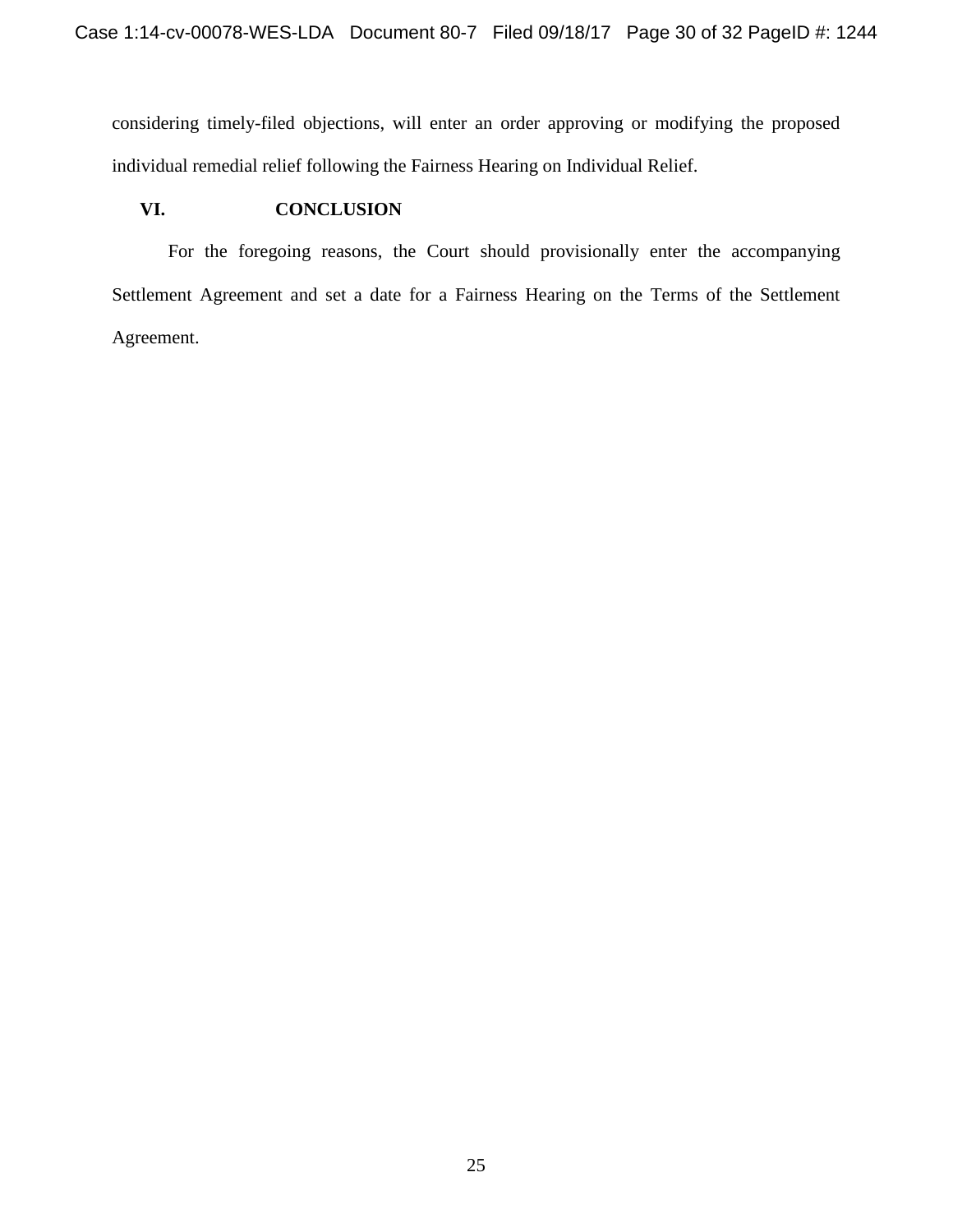considering timely-filed objections, will enter an order approving or modifying the proposed individual remedial relief following the Fairness Hearing on Individual Relief.

## VI. CONCLUSION

For the foregoing reasons, the Court should provisionally enter the accompanying Settlement Agreement and set a date for a Fairness Hearing on the Terms of the Settlement Agreement.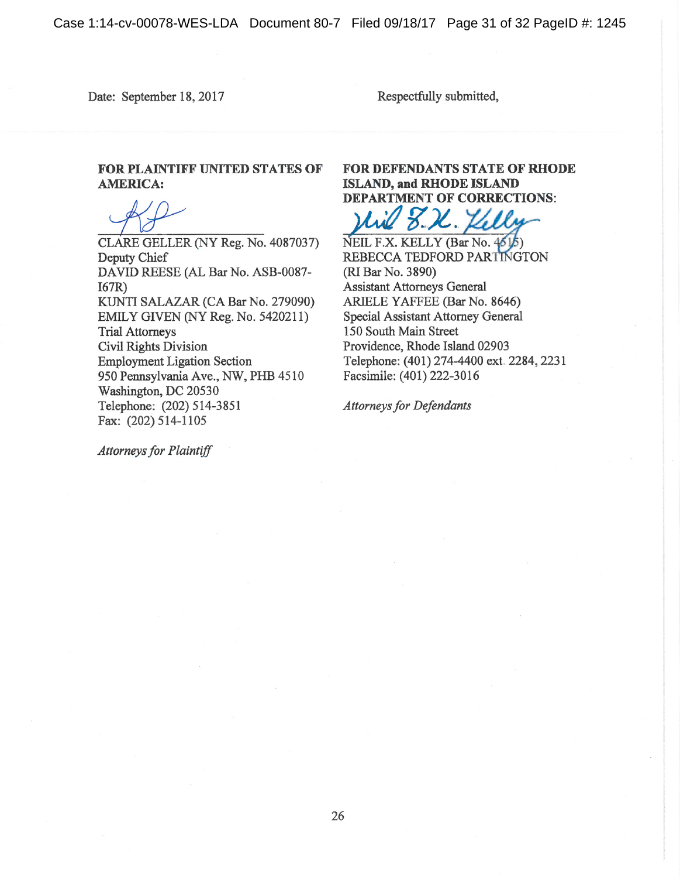Date: September 18, 2017

Respectfully submitted,

**FOR PLAINTIFF UNITED STATES OF AMERICA:**

\_\_\_\_\_\_\_\_\_\_\_\_\_\_\_\_\_\_\_\_\_\_\_\_\_\_\_\_
CLARE GELLER (NY Reg. No. 4087037)
Deputy Chief
DAVID REESE (AL Bar No. ASB-0087-I67R)
KUNTI SALAZAR (CA Bar No. 279090)
EMILY GIVEN (NY Reg. No. 5420211)
Trial Attorneys
Civil Rights Division
Employment Ligation Section
950 Pennsylvania Ave., NW, PHB 4510
Washington, DC 20530
Telephone: (202) 514-3851
Fax: (202) 514-1105

*Attorneys for Plaintiff*

**FOR DEFENDANTS STATE OF RHODE ISLAND, and RHODE ISLAND DEPARTMENT OF CORRECTIONS:**

\_\_\_\_\_\_\_\_\_\_\_\_\_\_\_\_\_\_\_\_\_\_\_\_\_\_\_\_
NEIL F.X. KELLY (Bar No. 4515)
REBECCA TEDFORD PARTINGTON (RI Bar No. 3890)
Assistant Attorneys General
ARIELE YAFFEE (Bar No. 8646)
Special Assistant Attorney General
150 South Main Street
Providence, Rhode Island 02903
Telephone: (401) 274-4400 ext. 2284, 2231
Facsimile: (401) 222-3016

*Attorneys for Defendants*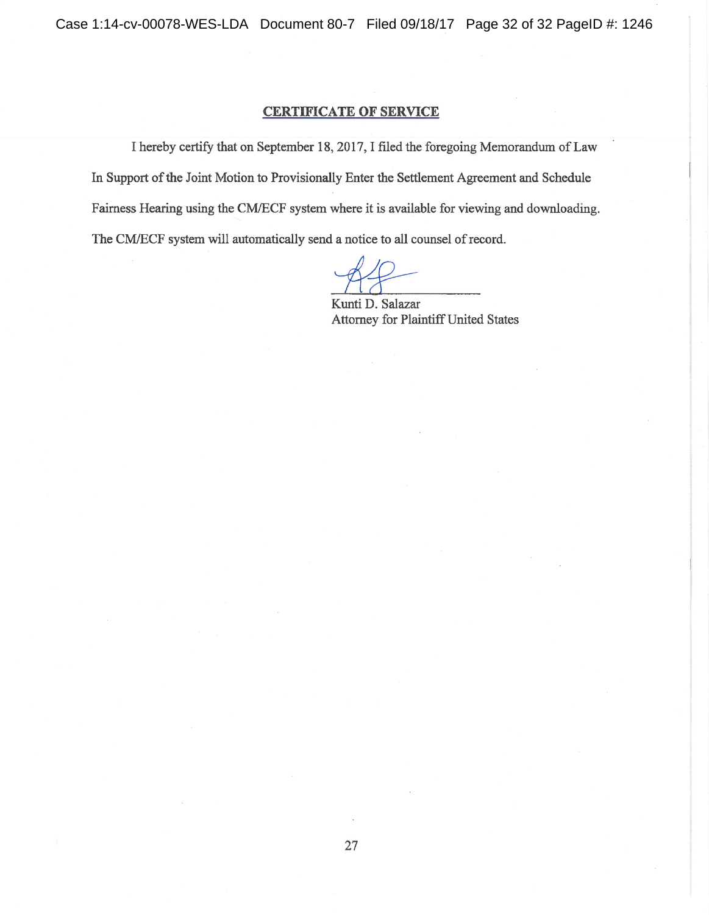**CERTIFICATE OF SERVICE**

I hereby certify that on September 18, 2017, I filed the foregoing Memorandum of Law In Support of the Joint Motion to Provisionally Enter the Settlement Agreement and Schedule Fairness Hearing using the CM/ECF system where it is available for viewing and downloading. The CM/ECF system will automatically send a notice to all counsel of record.

Kunti D. Salazar
Attorney for Plaintiff United States